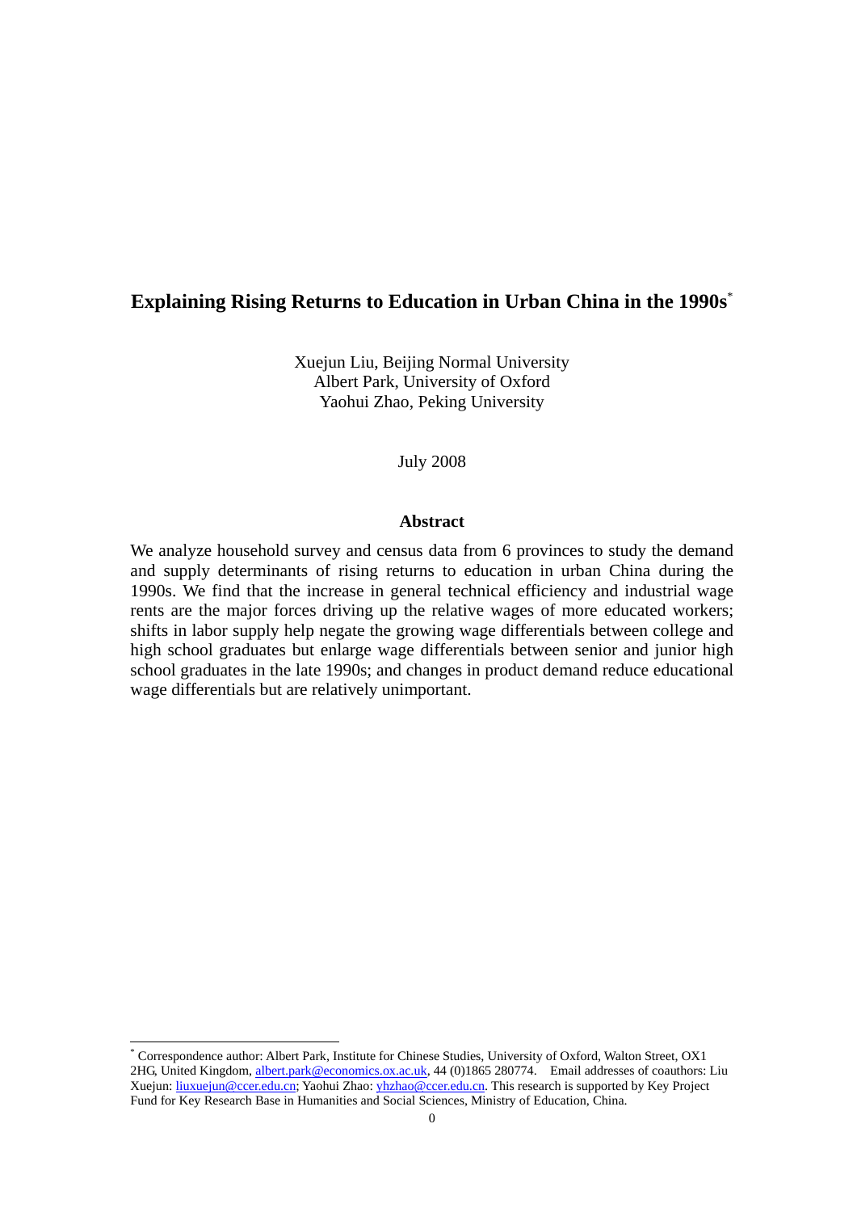# Explaining Rising Returns to Education in Urban China in the 1990s[*]

Xuejun Liu, Beijing Normal University
Albert Park, University of Oxford
Yaohui Zhao, Peking University

July 2008

## Abstract

We analyze household survey and census data from 6 provinces to study the demand and supply determinants of rising returns to education in urban China during the 1990s. We find that the increase in general technical efficiency and industrial wage rents are the major forces driving up the relative wages of more educated workers; shifts in labor supply help negate the growing wage differentials between college and high school graduates but enlarge wage differentials between senior and junior high school graduates in the late 1990s; and changes in product demand reduce educational wage differentials but are relatively unimportant.

---

[*] Correspondence author: Albert Park, Institute for Chinese Studies, University of Oxford, Walton Street, OX1 2HG, United Kingdom, albert.park@economics.ox.ac.uk, 44 (0)1865 280774. Email addresses of coauthors: Liu Xuejun: liuxuejun@ccer.edu.cn; Yaohui Zhao: yhzhao@ccer.edu.cn. This research is supported by Key Project Fund for Key Research Base in Humanities and Social Sciences, Ministry of Education, China.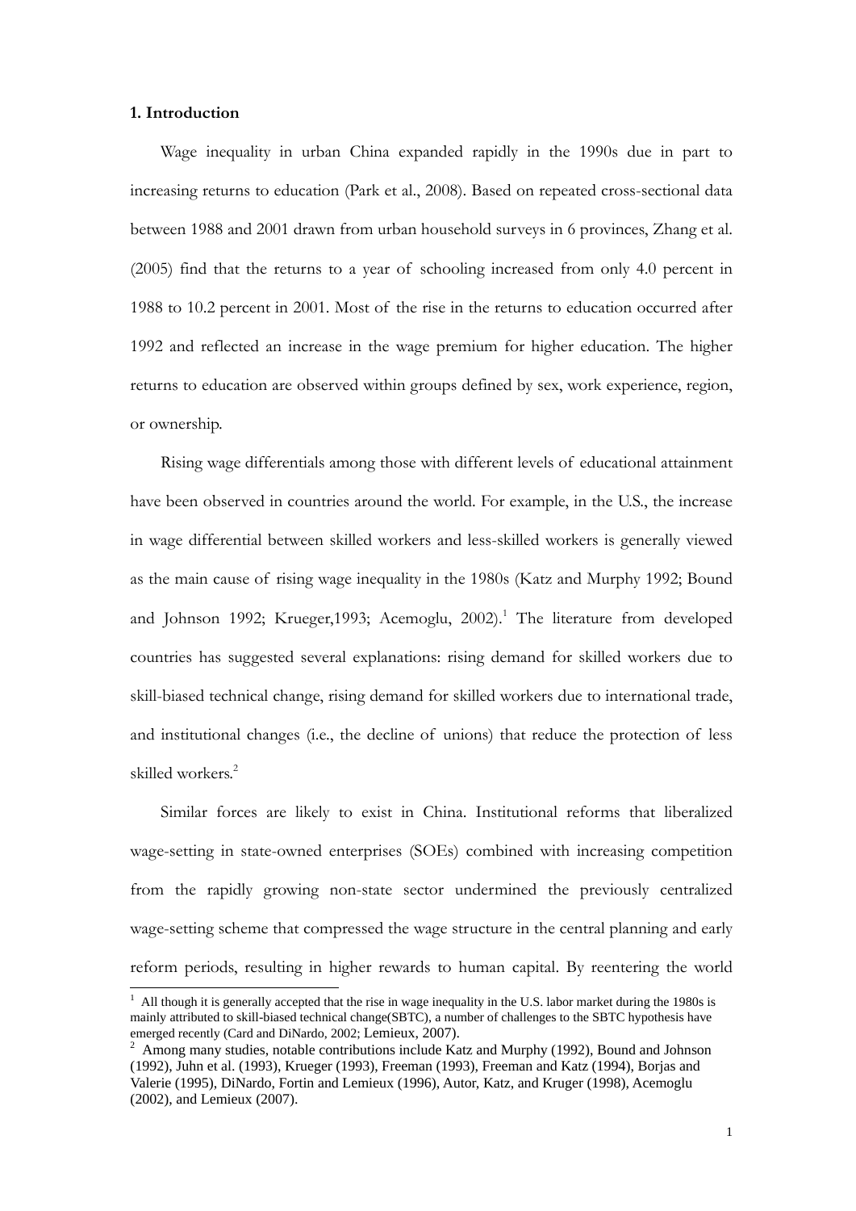## 1. Introduction

Wage inequality in urban China expanded rapidly in the 1990s due in part to increasing returns to education (Park et al., 2008). Based on repeated cross-sectional data between 1988 and 2001 drawn from urban household surveys in 6 provinces, Zhang et al. (2005) find that the returns to a year of schooling increased from only 4.0 percent in 1988 to 10.2 percent in 2001. Most of the rise in the returns to education occurred after 1992 and reflected an increase in the wage premium for higher education. The higher returns to education are observed within groups defined by sex, work experience, region, or ownership.

Rising wage differentials among those with different levels of educational attainment have been observed in countries around the world. For example, in the U.S., the increase in wage differential between skilled workers and less-skilled workers is generally viewed as the main cause of rising wage inequality in the 1980s (Katz and Murphy 1992; Bound and Johnson 1992; Krueger,1993; Acemoglu, 2002).[1] The literature from developed countries has suggested several explanations: rising demand for skilled workers due to skill-biased technical change, rising demand for skilled workers due to international trade, and institutional changes (i.e., the decline of unions) that reduce the protection of less skilled workers.[2]

Similar forces are likely to exist in China. Institutional reforms that liberalized wage-setting in state-owned enterprises (SOEs) combined with increasing competition from the rapidly growing non-state sector undermined the previously centralized wage-setting scheme that compressed the wage structure in the central planning and early reform periods, resulting in higher rewards to human capital. By reentering the world

[1] All though it is generally accepted that the rise in wage inequality in the U.S. labor market during the 1980s is mainly attributed to skill-biased technical change(SBTC), a number of challenges to the SBTC hypothesis have emerged recently (Card and DiNardo, 2002; Lemieux, 2007).

[2] Among many studies, notable contributions include Katz and Murphy (1992), Bound and Johnson (1992), Juhn et al. (1993), Krueger (1993), Freeman (1993), Freeman and Katz (1994), Borjas and Valerie (1995), DiNardo, Fortin and Lemieux (1996), Autor, Katz, and Kruger (1998), Acemoglu (2002), and Lemieux (2007).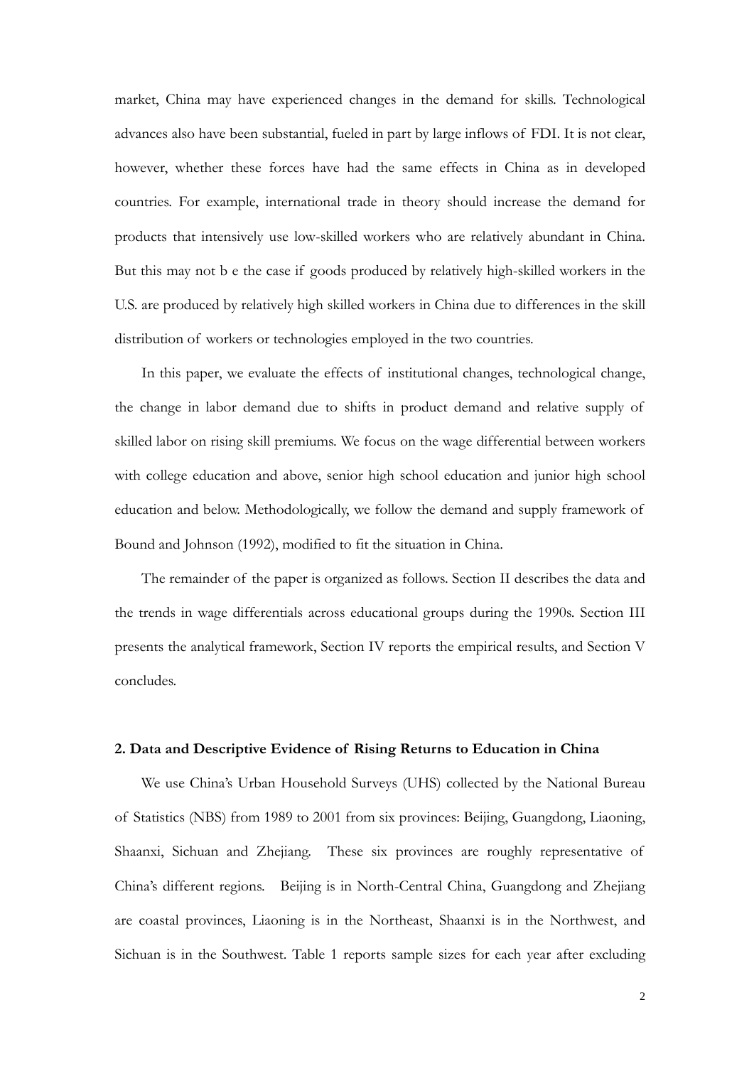market, China may have experienced changes in the demand for skills. Technological advances also have been substantial, fueled in part by large inflows of FDI. It is not clear, however, whether these forces have had the same effects in China as in developed countries. For example, international trade in theory should increase the demand for products that intensively use low-skilled workers who are relatively abundant in China. But this may not b e the case if goods produced by relatively high-skilled workers in the U.S. are produced by relatively high skilled workers in China due to differences in the skill distribution of workers or technologies employed in the two countries.

In this paper, we evaluate the effects of institutional changes, technological change, the change in labor demand due to shifts in product demand and relative supply of skilled labor on rising skill premiums. We focus on the wage differential between workers with college education and above, senior high school education and junior high school education and below. Methodologically, we follow the demand and supply framework of Bound and Johnson (1992), modified to fit the situation in China.

The remainder of the paper is organized as follows. Section II describes the data and the trends in wage differentials across educational groups during the 1990s. Section III presents the analytical framework, Section IV reports the empirical results, and Section V concludes.

## 2. Data and Descriptive Evidence of Rising Returns to Education in China

We use China's Urban Household Surveys (UHS) collected by the National Bureau of Statistics (NBS) from 1989 to 2001 from six provinces: Beijing, Guangdong, Liaoning, Shaanxi, Sichuan and Zhejiang. These six provinces are roughly representative of China's different regions. Beijing is in North-Central China, Guangdong and Zhejiang are coastal provinces, Liaoning is in the Northeast, Shaanxi is in the Northwest, and Sichuan is in the Southwest. Table 1 reports sample sizes for each year after excluding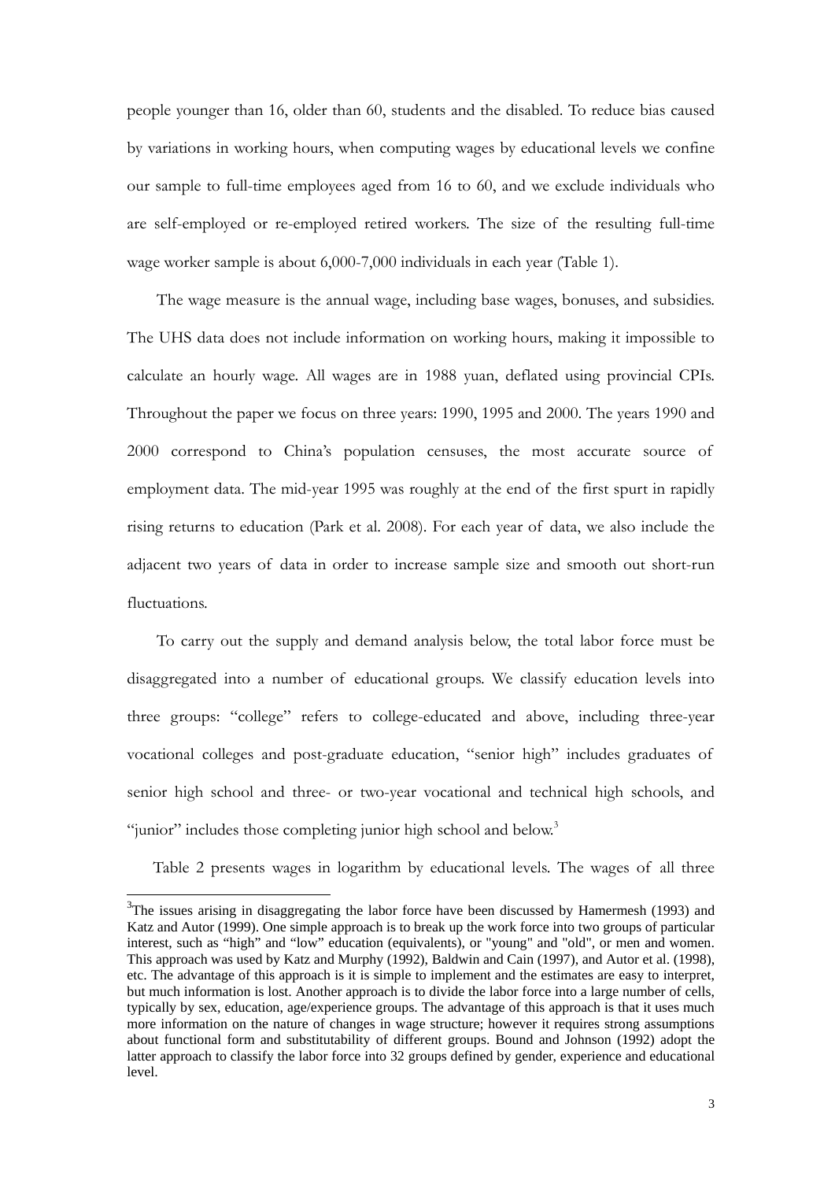people younger than 16, older than 60, students and the disabled. To reduce bias caused by variations in working hours, when computing wages by educational levels we confine our sample to full-time employees aged from 16 to 60, and we exclude individuals who are self-employed or re-employed retired workers. The size of the resulting full-time wage worker sample is about 6,000-7,000 individuals in each year (Table 1).

The wage measure is the annual wage, including base wages, bonuses, and subsidies. The UHS data does not include information on working hours, making it impossible to calculate an hourly wage. All wages are in 1988 yuan, deflated using provincial CPIs. Throughout the paper we focus on three years: 1990, 1995 and 2000. The years 1990 and 2000 correspond to China's population censuses, the most accurate source of employment data. The mid-year 1995 was roughly at the end of the first spurt in rapidly rising returns to education (Park et al. 2008). For each year of data, we also include the adjacent two years of data in order to increase sample size and smooth out short-run fluctuations.

To carry out the supply and demand analysis below, the total labor force must be disaggregated into a number of educational groups. We classify education levels into three groups: "college" refers to college-educated and above, including three-year vocational colleges and post-graduate education, "senior high" includes graduates of senior high school and three- or two-year vocational and technical high schools, and "junior" includes those completing junior high school and below.[3]

Table 2 presents wages in logarithm by educational levels. The wages of all three

---

[3]The issues arising in disaggregating the labor force have been discussed by Hamermesh (1993) and Katz and Autor (1999). One simple approach is to break up the work force into two groups of particular interest, such as "high" and "low" education (equivalents), or "young" and "old", or men and women. This approach was used by Katz and Murphy (1992), Baldwin and Cain (1997), and Autor et al. (1998), etc. The advantage of this approach is it is simple to implement and the estimates are easy to interpret, but much information is lost. Another approach is to divide the labor force into a large number of cells, typically by sex, education, age/experience groups. The advantage of this approach is that it uses much more information on the nature of changes in wage structure; however it requires strong assumptions about functional form and substitutability of different groups. Bound and Johnson (1992) adopt the latter approach to classify the labor force into 32 groups defined by gender, experience and educational level.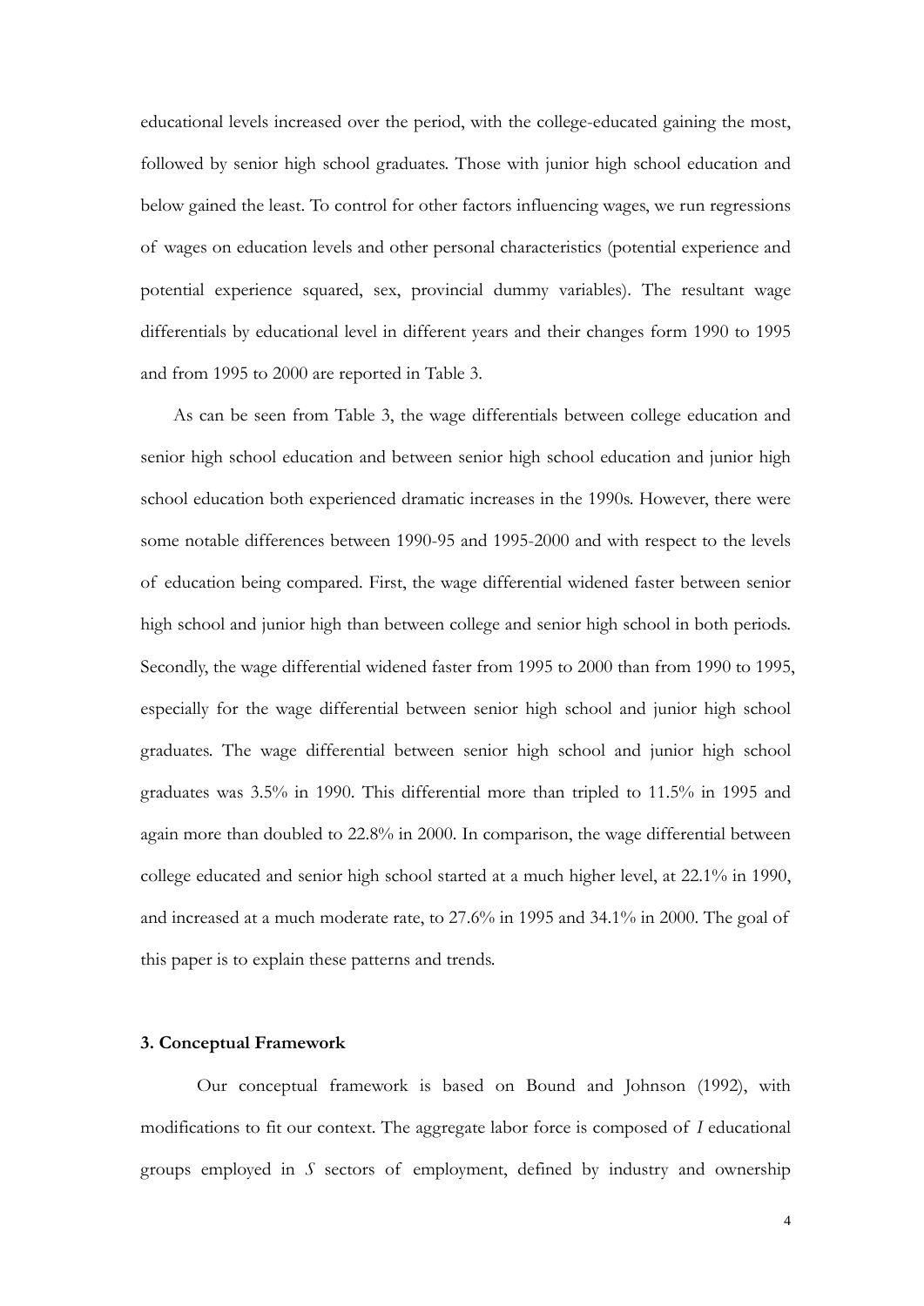educational levels increased over the period, with the college-educated gaining the most, followed by senior high school graduates. Those with junior high school education and below gained the least. To control for other factors influencing wages, we run regressions of wages on education levels and other personal characteristics (potential experience and potential experience squared, sex, provincial dummy variables). The resultant wage differentials by educational level in different years and their changes form 1990 to 1995 and from 1995 to 2000 are reported in Table 3.

As can be seen from Table 3, the wage differentials between college education and senior high school education and between senior high school education and junior high school education both experienced dramatic increases in the 1990s. However, there were some notable differences between 1990-95 and 1995-2000 and with respect to the levels of education being compared. First, the wage differential widened faster between senior high school and junior high than between college and senior high school in both periods. Secondly, the wage differential widened faster from 1995 to 2000 than from 1990 to 1995, especially for the wage differential between senior high school and junior high school graduates. The wage differential between senior high school and junior high school graduates was 3.5% in 1990. This differential more than tripled to 11.5% in 1995 and again more than doubled to 22.8% in 2000. In comparison, the wage differential between college educated and senior high school started at a much higher level, at 22.1% in 1990, and increased at a much moderate rate, to 27.6% in 1995 and 34.1% in 2000. The goal of this paper is to explain these patterns and trends.

**3. Conceptual Framework**

Our conceptual framework is based on Bound and Johnson (1992), with modifications to fit our context. The aggregate labor force is composed of $I$ educational groups employed in $S$ sectors of employment, defined by industry and ownership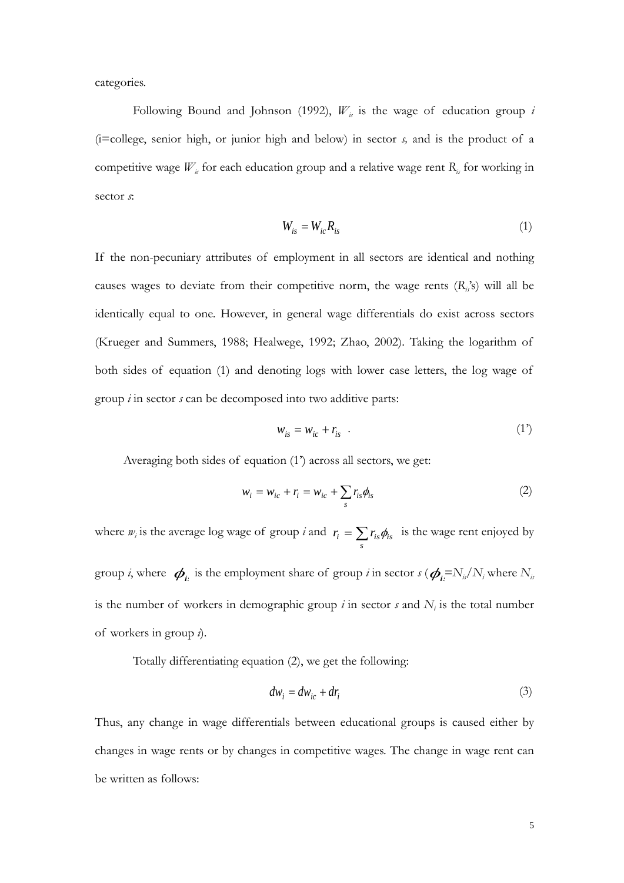categories.

Following Bound and Johnson (1992), $W_{is}$ is the wage of education group $i$ (i=college, senior high, or junior high and below) in sector $s$, and is the product of a competitive wage $W_{ic}$ for each education group and a relative wage rent $R_{is}$ for working in sector $s$:

$$W_{is} = W_{ic} R_{is} \tag{1}$$

If the non-pecuniary attributes of employment in all sectors are identical and nothing causes wages to deviate from their competitive norm, the wage rents ($R_{is}$'s) will all be identically equal to one. However, in general wage differentials do exist across sectors (Krueger and Summers, 1988; Healwege, 1992; Zhao, 2002). Taking the logarithm of both sides of equation (1) and denoting logs with lower case letters, the log wage of group $i$ in sector $s$ can be decomposed into two additive parts:

$$w_{is} = w_{ic} + r_{is} \ . \tag{1'}$$

Averaging both sides of equation (1') across all sectors, we get:

$$w_i = w_{ic} + r_i = w_{ic} + \sum_s r_{is} \phi_{is} \tag{2}$$

where $w_i$ is the average log wage of group $i$ and $r_i = \sum_s r_{is} \phi_{is}$ is the wage rent enjoyed by group $i$, where $\phi_{i:}$ is the employment share of group $i$ in sector $s$ ($\phi_{i:}=N_{is}/N_i$ where $N_{is}$ is the number of workers in demographic group $i$ in sector $s$ and $N_i$ is the total number of workers in group $i$).

Totally differentiating equation (2), we get the following:

$$dw_i = dw_{ic} + dr_i \tag{3}$$

Thus, any change in wage differentials between educational groups is caused either by changes in wage rents or by changes in competitive wages. The change in wage rent can be written as follows: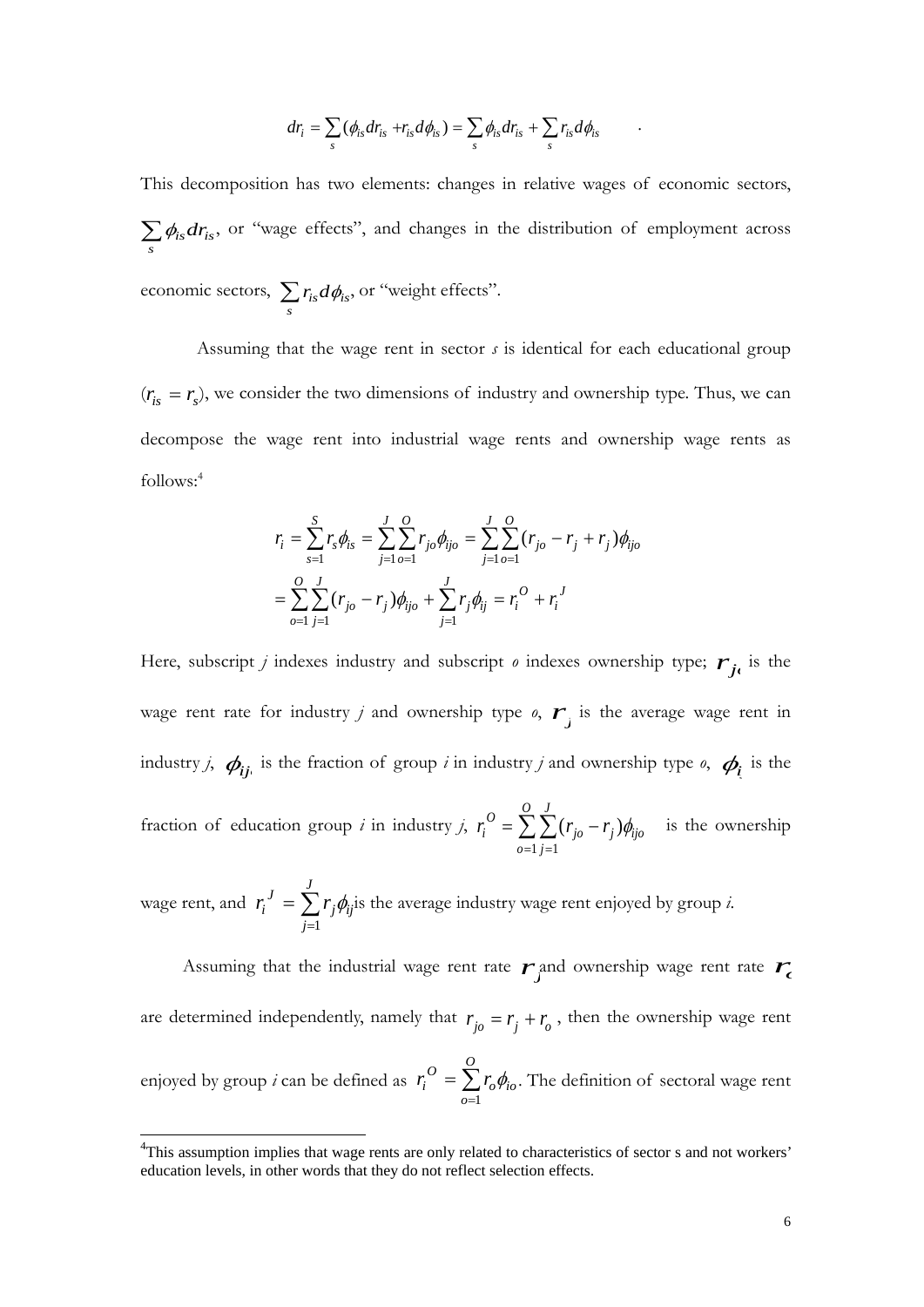$$dr_i = \sum_s (\phi_{is} dr_{is} + r_{is} d\phi_{is}) = \sum_s \phi_{is} dr_{is} + \sum_s r_{is} d\phi_{is}$$

This decomposition has two elements: changes in relative wages of economic sectors, $\sum_s \phi_{is} dr_{is}$, or "wage effects", and changes in the distribution of employment across economic sectors, $\sum_s r_{is} d\phi_{is}$, or "weight effects".

Assuming that the wage rent in sector *s* is identical for each educational group ($r_{is} = r_s$), we consider the two dimensions of industry and ownership type. Thus, we can decompose the wage rent into industrial wage rents and ownership wage rents as follows:[4]

$$\begin{aligned} r_i &= \sum_{s=1}^{S} r_s \phi_{is} = \sum_{j=1}^{J} \sum_{o=1}^{O} r_{jo} \phi_{ijo} = \sum_{j=1}^{J} \sum_{o=1}^{O} (r_{jo} - r_j + r_j) \phi_{ijo} \\ &= \sum_{o=1}^{O} \sum_{j=1}^{J} (r_{jo} - r_j) \phi_{ijo} + \sum_{j=1}^{J} r_j \phi_{ij} = r_i^{O} + r_i^{J} \end{aligned}$$

Here, subscript *j* indexes industry and subscript *o* indexes ownership type; $r_{jo}$ is the wage rent rate for industry *j* and ownership type *o*, $r_j$ is the average wage rent in industry *j*, $\phi_{ijo}$ is the fraction of group *i* in industry *j* and ownership type *o*, $\phi_{ij}$ is the fraction of education group *i* in industry *j*, $r_i^O = \sum_{o=1}^{O} \sum_{j=1}^{J} (r_{jo} - r_j) \phi_{ijo}$ is the ownership wage rent, and $r_i^J = \sum_{j=1}^{J} r_j \phi_{ij}$ is the average industry wage rent enjoyed by group *i*.

Assuming that the industrial wage rent rate $r_j$ and ownership wage rent rate $r_o$ are determined independently, namely that $r_{jo} = r_j + r_o$, then the ownership wage rent enjoyed by group *i* can be defined as $r_i^O = \sum_{o=1}^{O} r_o \phi_{io}$. The definition of sectoral wage rent

[4]This assumption implies that wage rents are only related to characteristics of sector s and not workers' education levels, in other words that they do not reflect selection effects.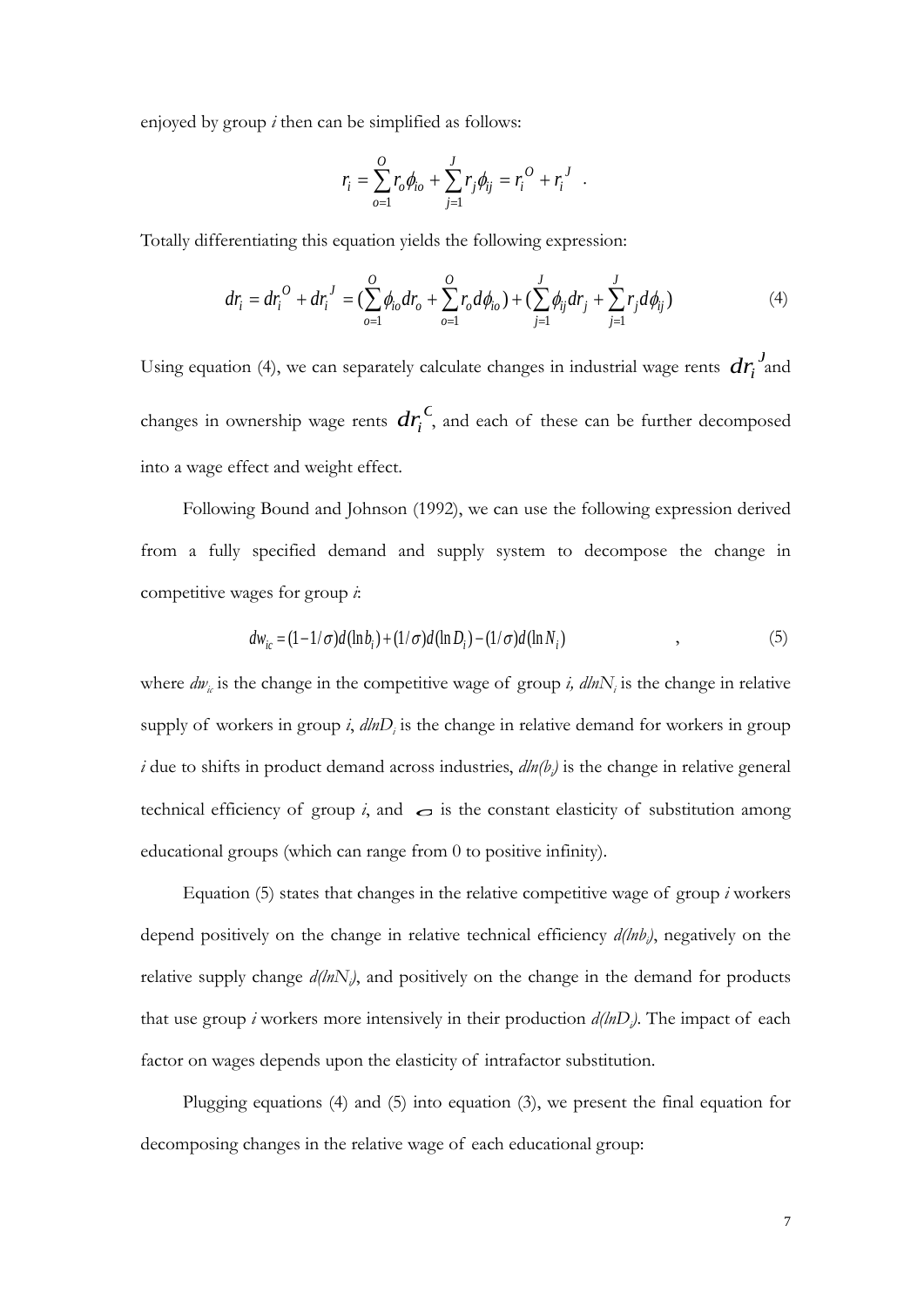enjoyed by group $i$ then can be simplified as follows:

$$r_i = \sum_{o=1}^{O} r_o \phi_{io} + \sum_{j=1}^{J} r_j \phi_{ij} = r_i^{\,O} + r_i^{\,J} \quad .$$

Totally differentiating this equation yields the following expression:

$$dr_i = dr_i^{\,O} + dr_i^{\,J} = (\sum_{o=1}^{O} \phi_{io} dr_o + \sum_{o=1}^{O} r_o d\phi_{io}) + (\sum_{j=1}^{J} \phi_{ij} dr_j + \sum_{j=1}^{J} r_j d\phi_{ij}) \tag{4}$$

Using equation (4), we can separately calculate changes in industrial wage rents $dr_i^{\,J}$ and changes in ownership wage rents $dr_i^{\,C}$, and each of these can be further decomposed into a wage effect and weight effect.

Following Bound and Johnson (1992), we can use the following expression derived from a fully specified demand and supply system to decompose the change in competitive wages for group $i$:

$$dw_{ic} = (1 - 1/\sigma)d(\ln b_i) + (1/\sigma)d(\ln D_i) - (1/\sigma)d(\ln N_i) \quad , \tag{5}$$

where $dw_{ic}$ is the change in the competitive wage of group $i$, $dlnN_i$ is the change in relative supply of workers in group $i$, $dlnD_i$ is the change in relative demand for workers in group $i$ due to shifts in product demand across industries, $dln(b_i)$ is the change in relative general technical efficiency of group $i$, and $\sigma$ is the constant elasticity of substitution among educational groups (which can range from 0 to positive infinity).

Equation (5) states that changes in the relative competitive wage of group $i$ workers depend positively on the change in relative technical efficiency $d(lnb_i)$, negatively on the relative supply change $d(lnN_i)$, and positively on the change in the demand for products that use group $i$ workers more intensively in their production $d(lnD_i)$. The impact of each factor on wages depends upon the elasticity of intrafactor substitution.

Plugging equations (4) and (5) into equation (3), we present the final equation for decomposing changes in the relative wage of each educational group: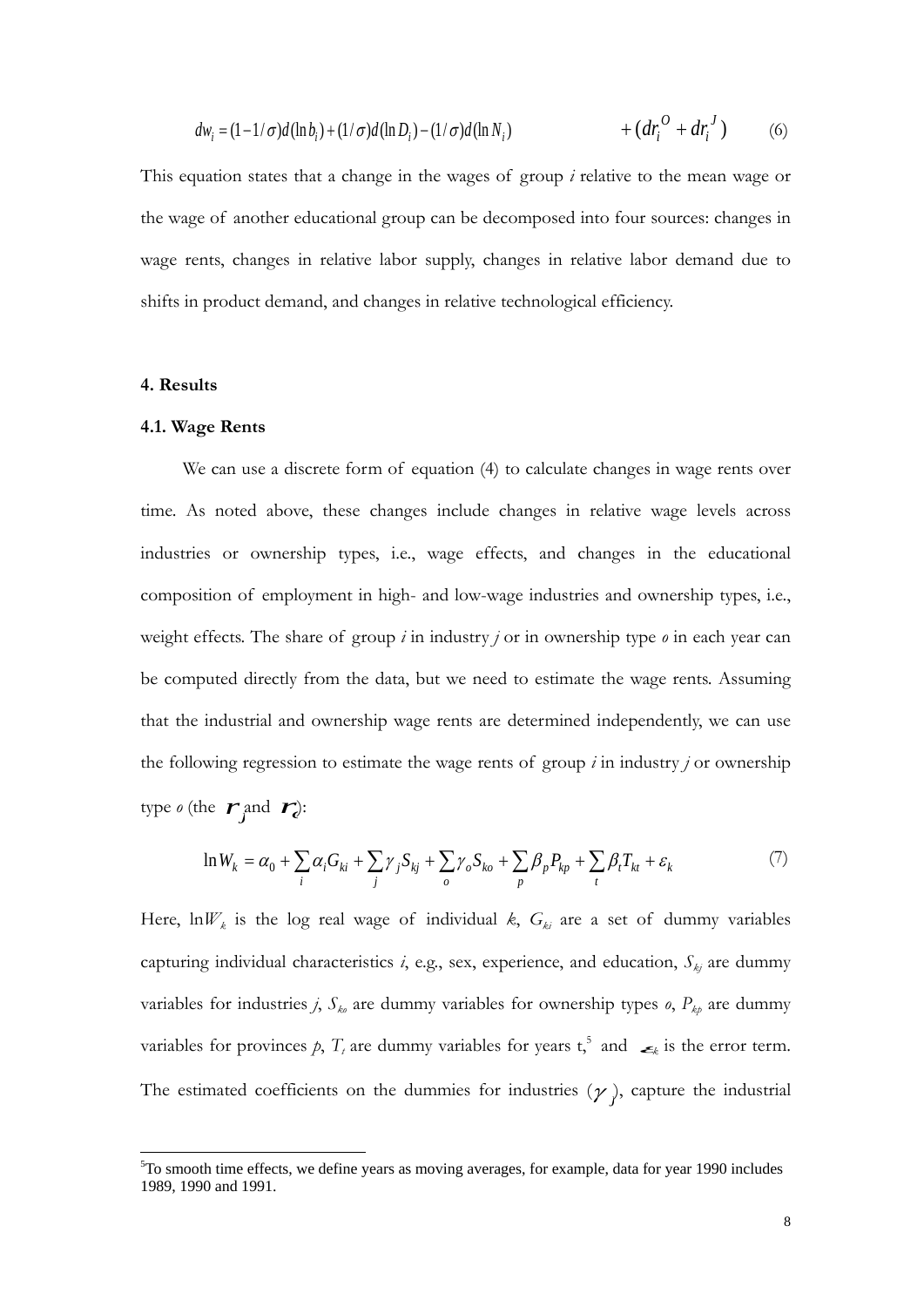$$dw_i = (1-1/\sigma)d(\ln b_i) + (1/\sigma)d(\ln D_i) - (1/\sigma)d(\ln N_i) \qquad + (dr_i^O + dr_i^J) \tag{6}$$

This equation states that a change in the wages of group *i* relative to the mean wage or the wage of another educational group can be decomposed into four sources: changes in wage rents, changes in relative labor supply, changes in relative labor demand due to shifts in product demand, and changes in relative technological efficiency.

**4. Results**

**4.1. Wage Rents**

We can use a discrete form of equation (4) to calculate changes in wage rents over time. As noted above, these changes include changes in relative wage levels across industries or ownership types, i.e., wage effects, and changes in the educational composition of employment in high- and low-wage industries and ownership types, i.e., weight effects. The share of group *i* in industry *j* or in ownership type *o* in each year can be computed directly from the data, but we need to estimate the wage rents. Assuming that the industrial and ownership wage rents are determined independently, we can use the following regression to estimate the wage rents of group *i* in industry *j* or ownership type *o* (the $r_j$ and $r_o$):

$$\ln W_k = \alpha_0 + \sum_i \alpha_i G_{ki} + \sum_j \gamma_j S_{kj} + \sum_o \gamma_o S_{ko} + \sum_p \beta_p P_{kp} + \sum_t \beta_t T_{kt} + \varepsilon_k \tag{7}$$

Here, $\ln W_k$ is the log real wage of individual *k*, $G_{ki}$ are a set of dummy variables capturing individual characteristics *i*, e.g., sex, experience, and education, $S_{kj}$ are dummy variables for industries *j*, $S_{ko}$ are dummy variables for ownership types *o*, $P_{kp}$ are dummy variables for provinces *p*, $T_t$ are dummy variables for years t,[5] and $\varepsilon_k$ is the error term. The estimated coefficients on the dummies for industries ($\gamma_j$), capture the industrial

[5]To smooth time effects, we define years as moving averages, for example, data for year 1990 includes 1989, 1990 and 1991.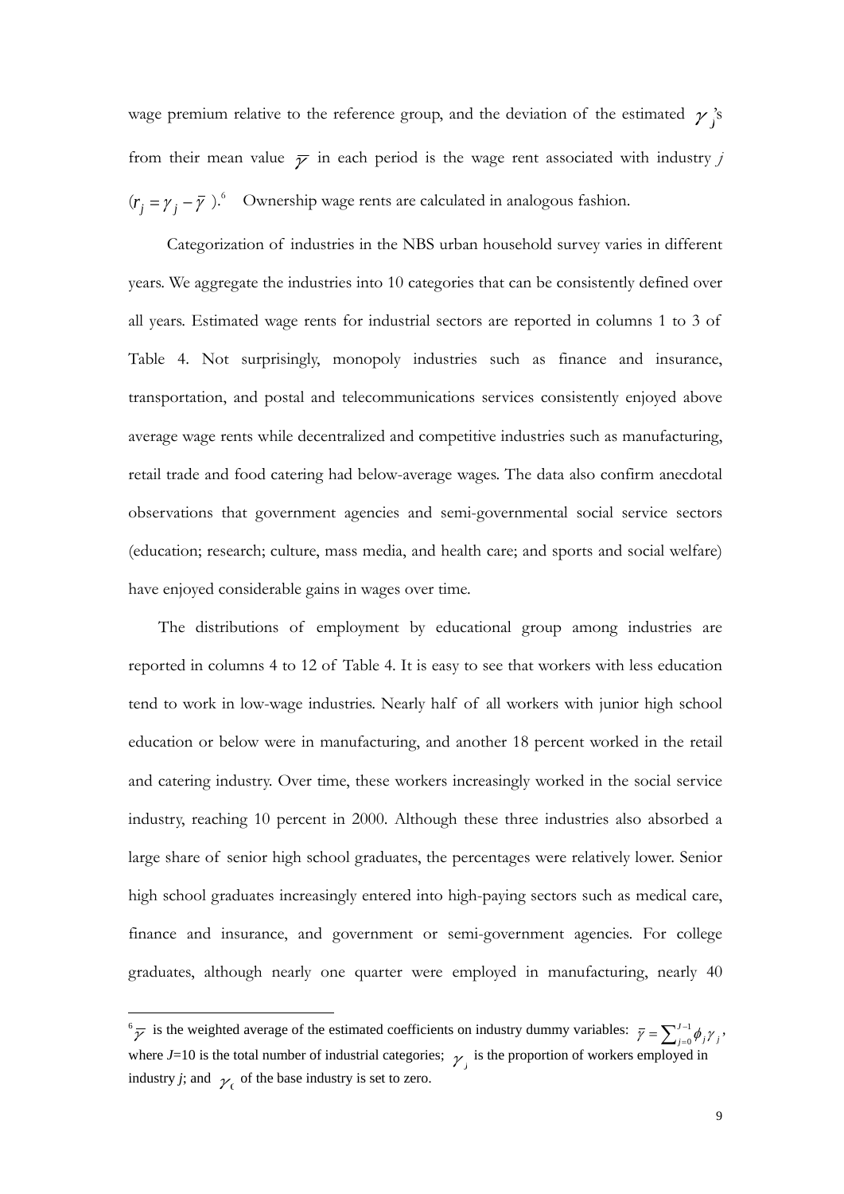wage premium relative to the reference group, and the deviation of the estimated $\gamma_j$'s from their mean value $\bar{\gamma}$ in each period is the wage rent associated with industry *j* ($r_j = \gamma_j - \bar{\gamma}$).[6] Ownership wage rents are calculated in analogous fashion.

Categorization of industries in the NBS urban household survey varies in different years. We aggregate the industries into 10 categories that can be consistently defined over all years. Estimated wage rents for industrial sectors are reported in columns 1 to 3 of Table 4. Not surprisingly, monopoly industries such as finance and insurance, transportation, and postal and telecommunications services consistently enjoyed above average wage rents while decentralized and competitive industries such as manufacturing, retail trade and food catering had below-average wages. The data also confirm anecdotal observations that government agencies and semi-governmental social service sectors (education; research; culture, mass media, and health care; and sports and social welfare) have enjoyed considerable gains in wages over time.

The distributions of employment by educational group among industries are reported in columns 4 to 12 of Table 4. It is easy to see that workers with less education tend to work in low-wage industries. Nearly half of all workers with junior high school education or below were in manufacturing, and another 18 percent worked in the retail and catering industry. Over time, these workers increasingly worked in the social service industry, reaching 10 percent in 2000. Although these three industries also absorbed a large share of senior high school graduates, the percentages were relatively lower. Senior high school graduates increasingly entered into high-paying sectors such as medical care, finance and insurance, and government or semi-government agencies. For college graduates, although nearly one quarter were employed in manufacturing, nearly 40

[6] $\bar{\gamma}$ is the weighted average of the estimated coefficients on industry dummy variables: $\bar{\gamma} = \sum_{j=0}^{J-1} \phi_j \gamma_j$, where *J*=10 is the total number of industrial categories; $\gamma_j$ is the proportion of workers employed in industry *j*; and $\gamma_0$ of the base industry is set to zero.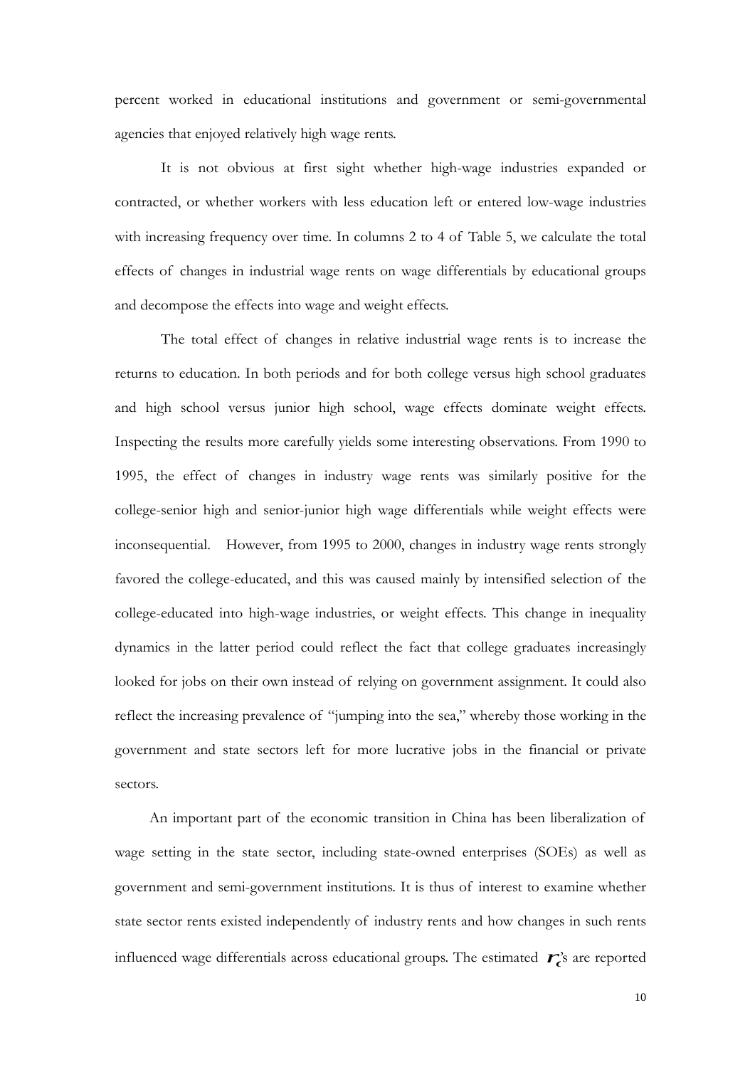percent worked in educational institutions and government or semi-governmental agencies that enjoyed relatively high wage rents.

It is not obvious at first sight whether high-wage industries expanded or contracted, or whether workers with less education left or entered low-wage industries with increasing frequency over time. In columns 2 to 4 of Table 5, we calculate the total effects of changes in industrial wage rents on wage differentials by educational groups and decompose the effects into wage and weight effects.

The total effect of changes in relative industrial wage rents is to increase the returns to education. In both periods and for both college versus high school graduates and high school versus junior high school, wage effects dominate weight effects. Inspecting the results more carefully yields some interesting observations. From 1990 to 1995, the effect of changes in industry wage rents was similarly positive for the college-senior high and senior-junior high wage differentials while weight effects were inconsequential. However, from 1995 to 2000, changes in industry wage rents strongly favored the college-educated, and this was caused mainly by intensified selection of the college-educated into high-wage industries, or weight effects. This change in inequality dynamics in the latter period could reflect the fact that college graduates increasingly looked for jobs on their own instead of relying on government assignment. It could also reflect the increasing prevalence of "jumping into the sea," whereby those working in the government and state sectors left for more lucrative jobs in the financial or private sectors.

An important part of the economic transition in China has been liberalization of wage setting in the state sector, including state-owned enterprises (SOEs) as well as government and semi-government institutions. It is thus of interest to examine whether state sector rents existed independently of industry rents and how changes in such rents influenced wage differentials across educational groups. The estimated $r_\zeta$'s are reported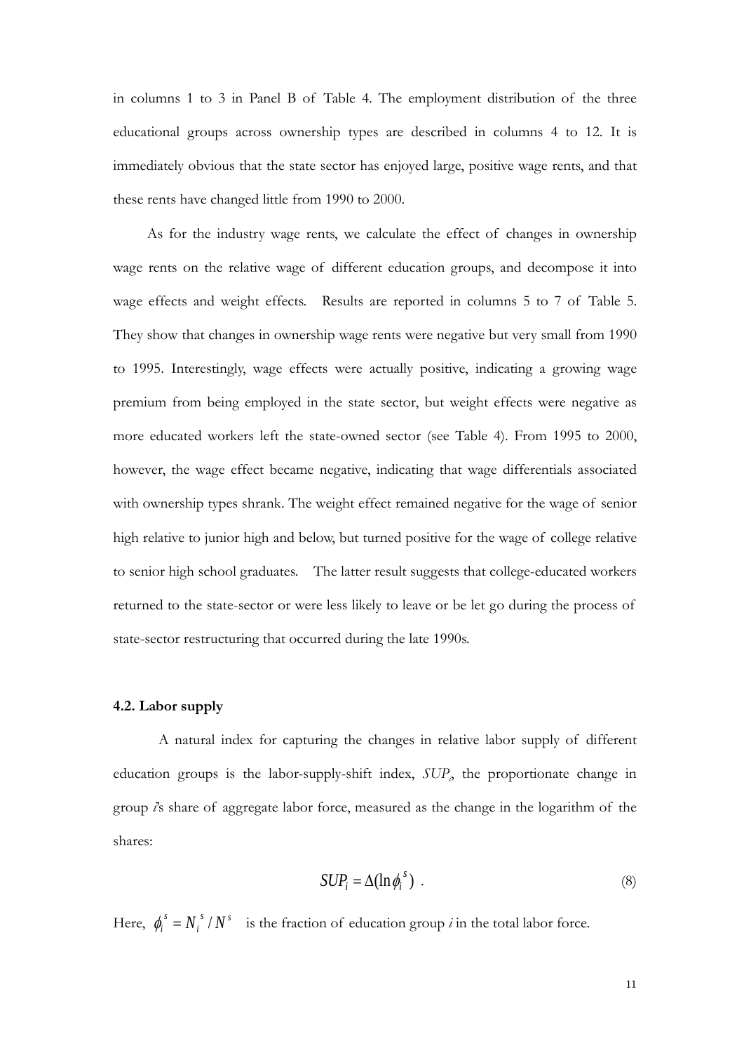in columns 1 to 3 in Panel B of Table 4. The employment distribution of the three educational groups across ownership types are described in columns 4 to 12. It is immediately obvious that the state sector has enjoyed large, positive wage rents, and that these rents have changed little from 1990 to 2000.

As for the industry wage rents, we calculate the effect of changes in ownership wage rents on the relative wage of different education groups, and decompose it into wage effects and weight effects. Results are reported in columns 5 to 7 of Table 5. They show that changes in ownership wage rents were negative but very small from 1990 to 1995. Interestingly, wage effects were actually positive, indicating a growing wage premium from being employed in the state sector, but weight effects were negative as more educated workers left the state-owned sector (see Table 4). From 1995 to 2000, however, the wage effect became negative, indicating that wage differentials associated with ownership types shrank. The weight effect remained negative for the wage of senior high relative to junior high and below, but turned positive for the wage of college relative to senior high school graduates. The latter result suggests that college-educated workers returned to the state-sector or were less likely to leave or be let go during the process of state-sector restructuring that occurred during the late 1990s.

### 4.2. Labor supply

A natural index for capturing the changes in relative labor supply of different education groups is the labor-supply-shift index, $SUP_i$, the proportionate change in group *i*'s share of aggregate labor force, measured as the change in the logarithm of the shares:

$$SUP_i = \Delta(\ln \phi_i^s) \quad . \tag{8}$$

Here, $\phi_i^s = N_i^s / N^s$ is the fraction of education group *i* in the total labor force.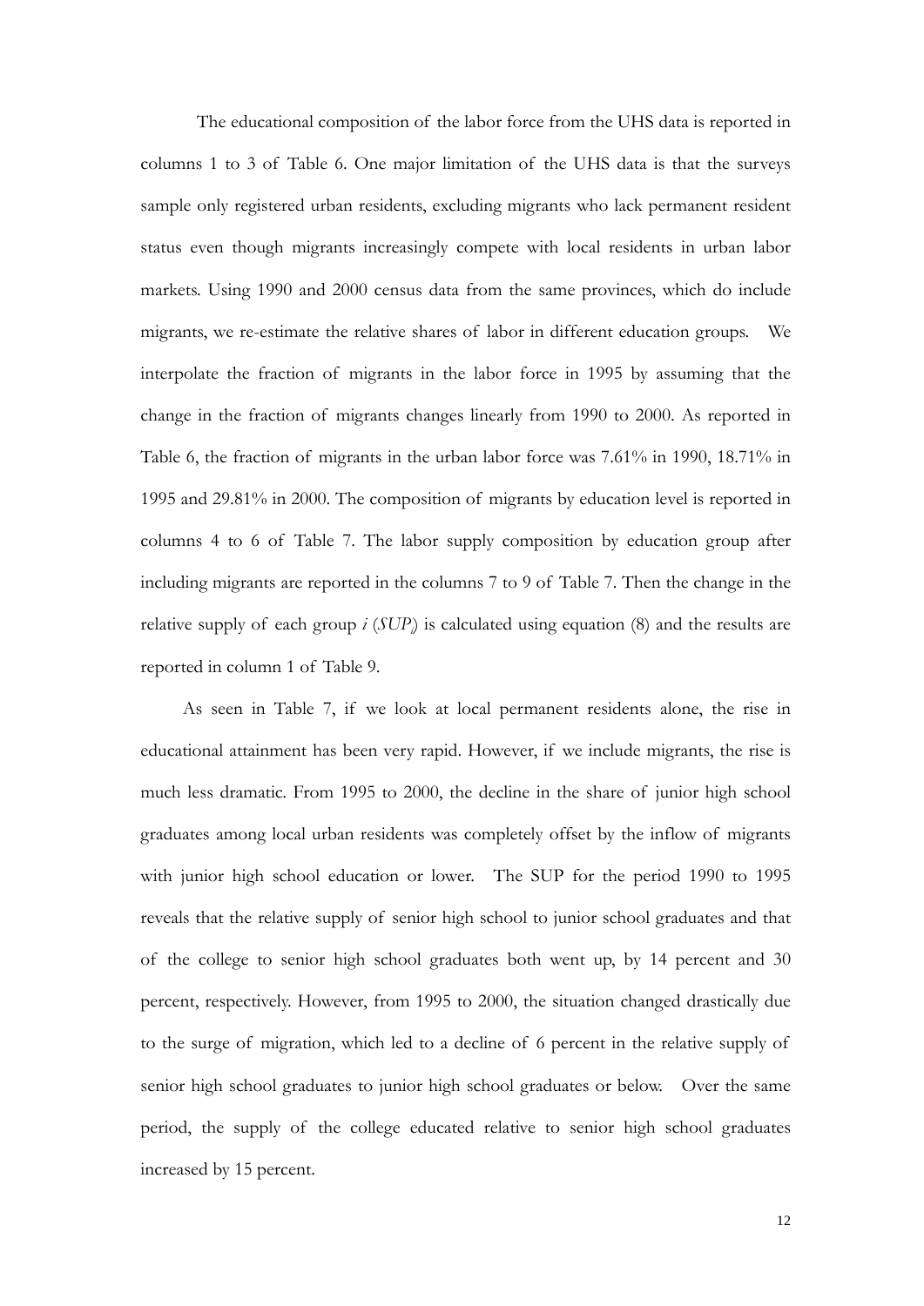The educational composition of the labor force from the UHS data is reported in columns 1 to 3 of Table 6. One major limitation of the UHS data is that the surveys sample only registered urban residents, excluding migrants who lack permanent resident status even though migrants increasingly compete with local residents in urban labor markets. Using 1990 and 2000 census data from the same provinces, which do include migrants, we re-estimate the relative shares of labor in different education groups. We interpolate the fraction of migrants in the labor force in 1995 by assuming that the change in the fraction of migrants changes linearly from 1990 to 2000. As reported in Table 6, the fraction of migrants in the urban labor force was 7.61% in 1990, 18.71% in 1995 and 29.81% in 2000. The composition of migrants by education level is reported in columns 4 to 6 of Table 7. The labor supply composition by education group after including migrants are reported in the columns 7 to 9 of Table 7. Then the change in the relative supply of each group *i* ($SUP_i$) is calculated using equation (8) and the results are reported in column 1 of Table 9.

As seen in Table 7, if we look at local permanent residents alone, the rise in educational attainment has been very rapid. However, if we include migrants, the rise is much less dramatic. From 1995 to 2000, the decline in the share of junior high school graduates among local urban residents was completely offset by the inflow of migrants with junior high school education or lower. The SUP for the period 1990 to 1995 reveals that the relative supply of senior high school to junior school graduates and that of the college to senior high school graduates both went up, by 14 percent and 30 percent, respectively. However, from 1995 to 2000, the situation changed drastically due to the surge of migration, which led to a decline of 6 percent in the relative supply of senior high school graduates to junior high school graduates or below. Over the same period, the supply of the college educated relative to senior high school graduates increased by 15 percent.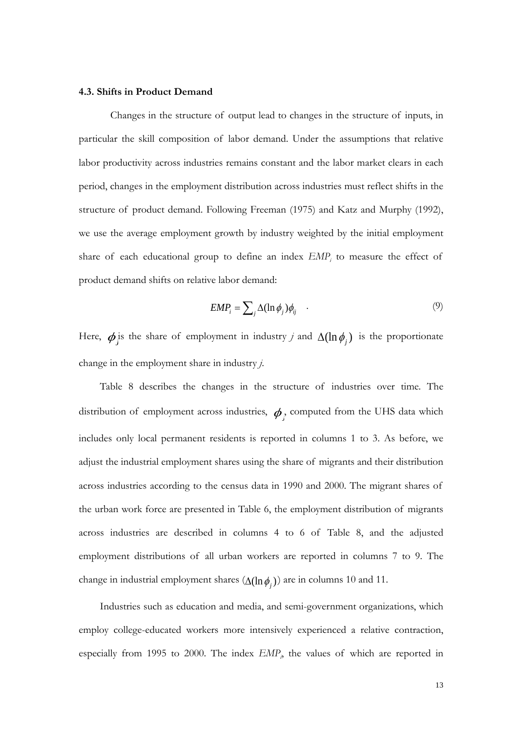### 4.3. Shifts in Product Demand

Changes in the structure of output lead to changes in the structure of inputs, in particular the skill composition of labor demand. Under the assumptions that relative labor productivity across industries remains constant and the labor market clears in each period, changes in the employment distribution across industries must reflect shifts in the structure of product demand. Following Freeman (1975) and Katz and Murphy (1992), we use the average employment growth by industry weighted by the initial employment share of each educational group to define an index $EMP_i$ to measure the effect of product demand shifts on relative labor demand:

$$EMP_i = \sum_j \Delta(\ln \phi_j)\phi_{ij} \quad . \tag{9}$$

Here, $\phi_j$ is the share of employment in industry *j* and $\Delta(\ln \phi_j)$ is the proportionate change in the employment share in industry *j*.

Table 8 describes the changes in the structure of industries over time. The distribution of employment across industries, $\phi_j$, computed from the UHS data which includes only local permanent residents is reported in columns 1 to 3. As before, we adjust the industrial employment shares using the share of migrants and their distribution across industries according to the census data in 1990 and 2000. The migrant shares of the urban work force are presented in Table 6, the employment distribution of migrants across industries are described in columns 4 to 6 of Table 8, and the adjusted employment distributions of all urban workers are reported in columns 7 to 9. The change in industrial employment shares ($\Delta(\ln \phi_j)$) are in columns 10 and 11.

Industries such as education and media, and semi-government organizations, which employ college-educated workers more intensively experienced a relative contraction, especially from 1995 to 2000. The index $EMP_i$, the values of which are reported in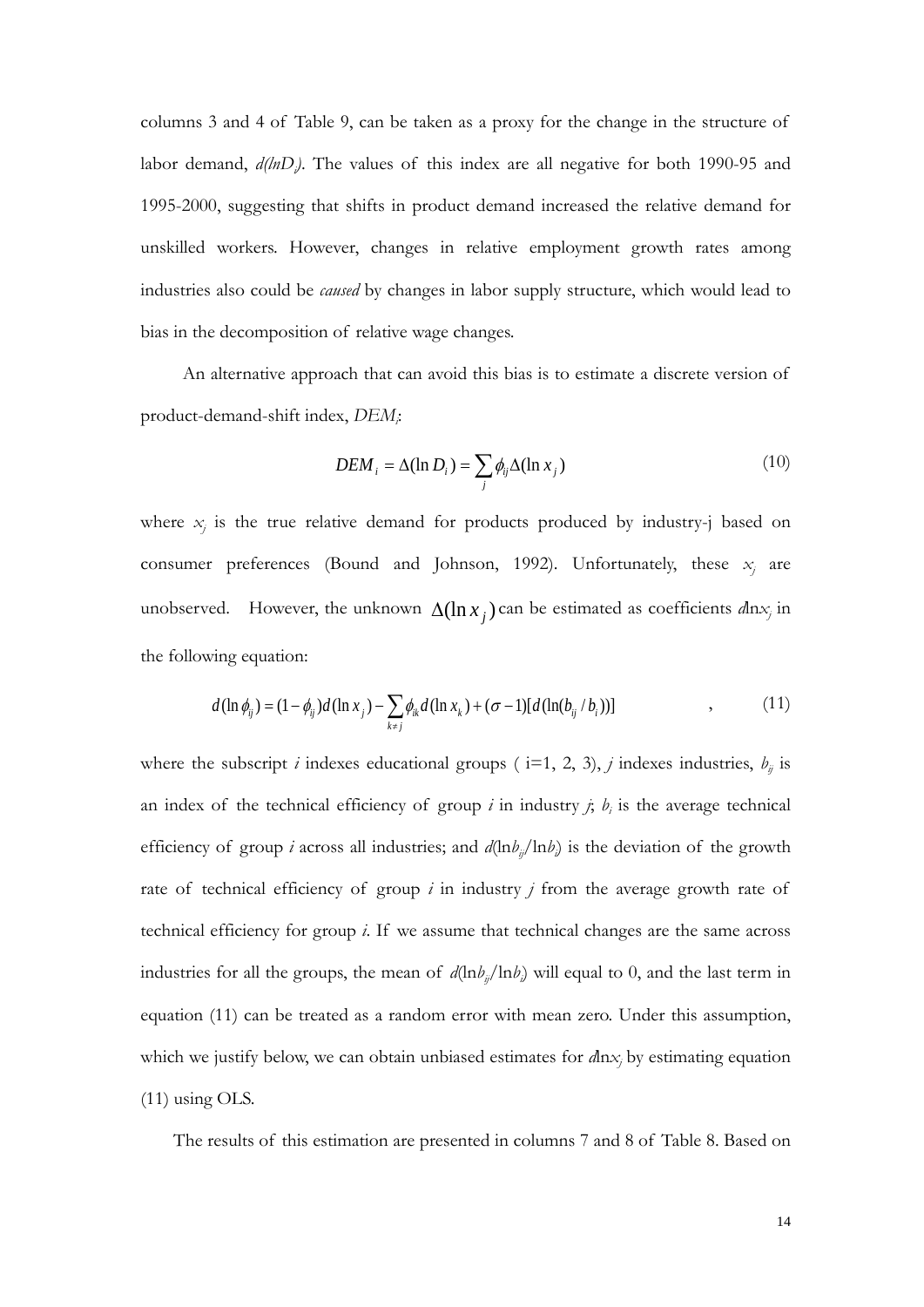columns 3 and 4 of Table 9, can be taken as a proxy for the change in the structure of labor demand, $d(lnD_i)$. The values of this index are all negative for both 1990-95 and 1995-2000, suggesting that shifts in product demand increased the relative demand for unskilled workers. However, changes in relative employment growth rates among industries also could be *caused* by changes in labor supply structure, which would lead to bias in the decomposition of relative wage changes.

An alternative approach that can avoid this bias is to estimate a discrete version of product-demand-shift index, $DEM_i$:

$$DEM_i = \Delta(\ln D_i) = \sum_j \phi_{ij} \Delta(\ln x_j) \tag{10}$$

where $x_j$ is the true relative demand for products produced by industry-j based on consumer preferences (Bound and Johnson, 1992). Unfortunately, these $x_j$ are unobserved. However, the unknown $\Delta(\ln x_j)$ can be estimated as coefficients $d\ln x_j$ in the following equation:

$$d(\ln \phi_{ij}) = (1-\phi_{ij})d(\ln x_j) - \sum_{k \neq j} \phi_{ik} d(\ln x_k) + (\sigma - 1)[d(\ln(b_{ij} / b_i))] \quad , \tag{11}$$

where the subscript $i$ indexes educational groups ( i=1, 2, 3), $j$ indexes industries, $b_{ij}$ is an index of the technical efficiency of group $i$ in industry $j$; $b_i$ is the average technical efficiency of group $i$ across all industries; and $d(\ln b_{ij}/\ln b_i)$ is the deviation of the growth rate of technical efficiency of group $i$ in industry $j$ from the average growth rate of technical efficiency for group $i$. If we assume that technical changes are the same across industries for all the groups, the mean of $d(\ln b_{ij}/\ln b_i)$ will equal to 0, and the last term in equation (11) can be treated as a random error with mean zero. Under this assumption, which we justify below, we can obtain unbiased estimates for $d\ln x_j$ by estimating equation (11) using OLS.

The results of this estimation are presented in columns 7 and 8 of Table 8. Based on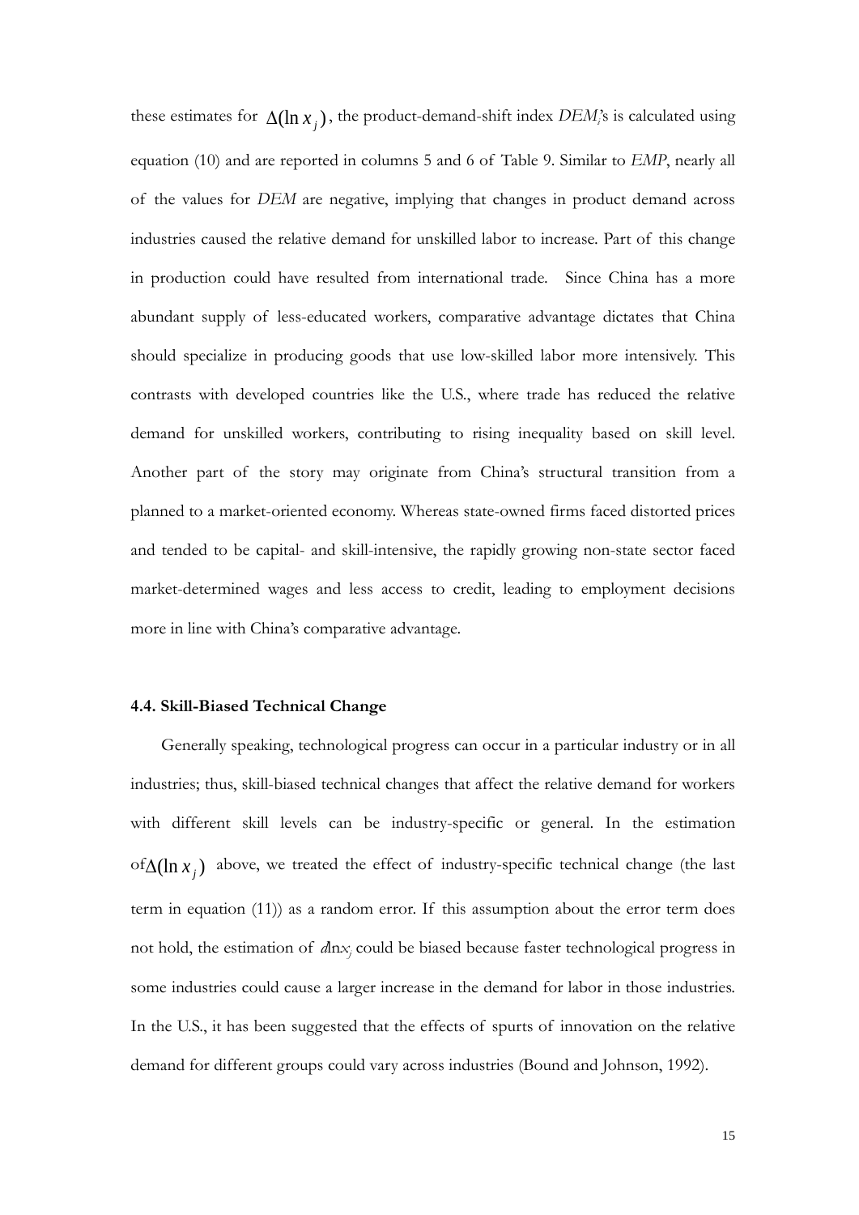these estimates for $\Delta(\ln x_j)$, the product-demand-shift index $DEM_i$'s is calculated using equation (10) and are reported in columns 5 and 6 of Table 9. Similar to *EMP*, nearly all of the values for *DEM* are negative, implying that changes in product demand across industries caused the relative demand for unskilled labor to increase. Part of this change in production could have resulted from international trade. Since China has a more abundant supply of less-educated workers, comparative advantage dictates that China should specialize in producing goods that use low-skilled labor more intensively. This contrasts with developed countries like the U.S., where trade has reduced the relative demand for unskilled workers, contributing to rising inequality based on skill level. Another part of the story may originate from China's structural transition from a planned to a market-oriented economy. Whereas state-owned firms faced distorted prices and tended to be capital- and skill-intensive, the rapidly growing non-state sector faced market-determined wages and less access to credit, leading to employment decisions more in line with China's comparative advantage.

### 4.4. Skill-Biased Technical Change

Generally speaking, technological progress can occur in a particular industry or in all industries; thus, skill-biased technical changes that affect the relative demand for workers with different skill levels can be industry-specific or general. In the estimation of $\Delta(\ln x_j)$ above, we treated the effect of industry-specific technical change (the last term in equation (11)) as a random error. If this assumption about the error term does not hold, the estimation of $d\ln x_j$ could be biased because faster technological progress in some industries could cause a larger increase in the demand for labor in those industries. In the U.S., it has been suggested that the effects of spurts of innovation on the relative demand for different groups could vary across industries (Bound and Johnson, 1992).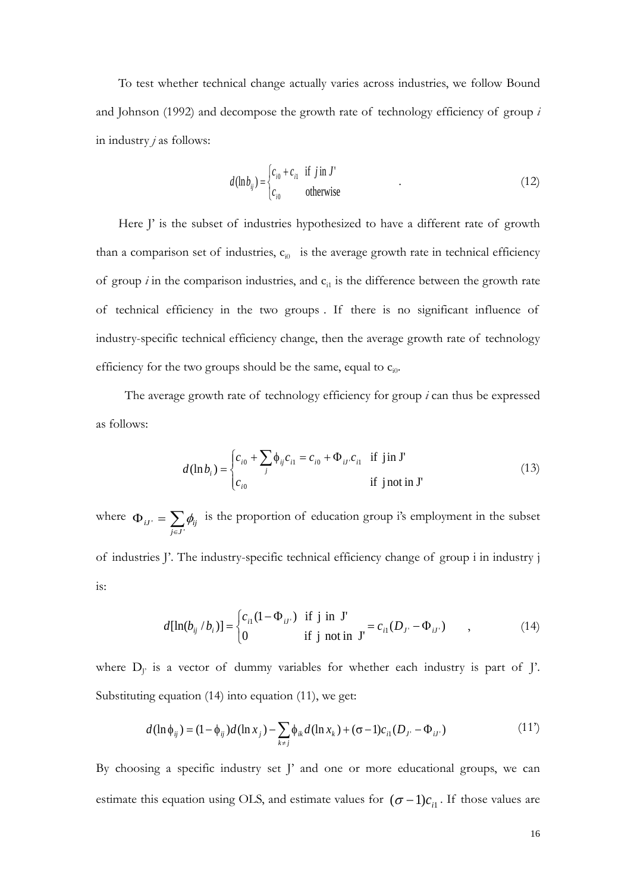To test whether technical change actually varies across industries, we follow Bound and Johnson (1992) and decompose the growth rate of technology efficiency of group *i* in industry *j* as follows:

$$d(\ln b_{ij}) = \begin{cases} c_{i0} + c_{i1} & \text{if } j \text{ in } J' \\ c_{i0} & \text{otherwise} \end{cases} \quad . \tag{12}$$

Here J' is the subset of industries hypothesized to have a different rate of growth than a comparison set of industries, $c_{i0}$ is the average growth rate in technical efficiency of group *i* in the comparison industries, and $c_{i1}$ is the difference between the growth rate of technical efficiency in the two groups . If there is no significant influence of industry-specific technical efficiency change, then the average growth rate of technology efficiency for the two groups should be the same, equal to $c_{i0}$.

The average growth rate of technology efficiency for group *i* can thus be expressed as follows:

$$d(\ln b_i) = \begin{cases} c_{i0} + \sum_j \phi_{ij} c_{i1} = c_{i0} + \Phi_{iJ'} c_{i1} & \text{if j in J'} \\ c_{i0} & \text{if j not in J'} \end{cases} \tag{13}$$

where $\Phi_{iJ'} = \sum_{j \in J'} \phi_{ij}$ is the proportion of education group i's employment in the subset of industries J'. The industry-specific technical efficiency change of group i in industry j is:

$$d[\ln(b_{ij}/b_i)] = \begin{cases} c_{i1}(1 - \Phi_{iJ'}) & \text{if j in J'} \\ 0 & \text{if j not in J'} \end{cases} = c_{i1}(D_{J'} - \Phi_{iJ'}) \quad , \tag{14}$$

where $D_{J'}$ is a vector of dummy variables for whether each industry is part of J'. Substituting equation (14) into equation (11), we get:

$$d(\ln \phi_{ij}) = (1 - \phi_{ij}) d(\ln x_j) - \sum_{k \neq j} \phi_{ik} d(\ln x_k) + (\sigma - 1) c_{i1}(D_{J'} - \Phi_{iJ'}) \tag{11'}$$

By choosing a specific industry set J' and one or more educational groups, we can estimate this equation using OLS, and estimate values for $(\sigma - 1)c_{i1}$. If those values are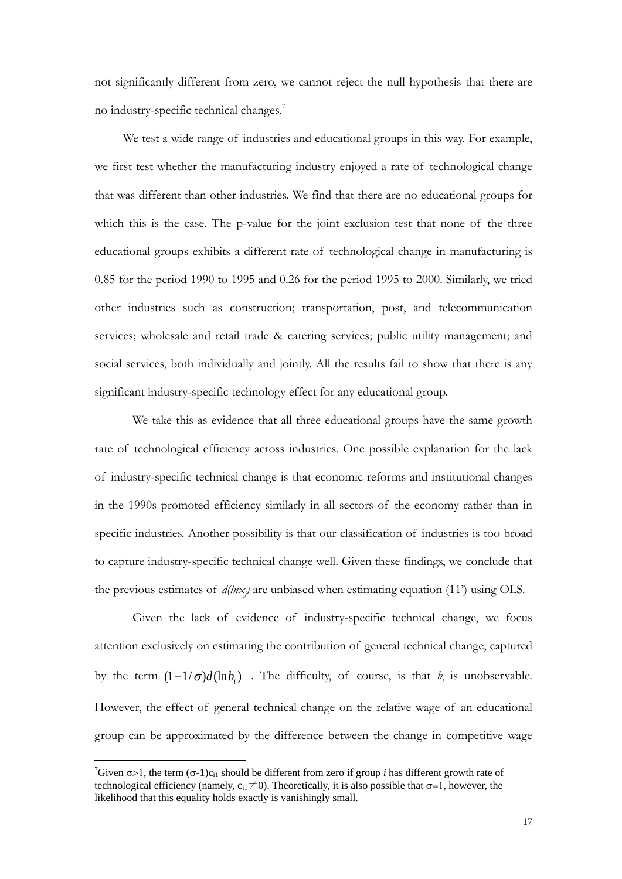not significantly different from zero, we cannot reject the null hypothesis that there are no industry-specific technical changes.[7]

We test a wide range of industries and educational groups in this way. For example, we first test whether the manufacturing industry enjoyed a rate of technological change that was different than other industries. We find that there are no educational groups for which this is the case. The p-value for the joint exclusion test that none of the three educational groups exhibits a different rate of technological change in manufacturing is 0.85 for the period 1990 to 1995 and 0.26 for the period 1995 to 2000. Similarly, we tried other industries such as construction; transportation, post, and telecommunication services; wholesale and retail trade & catering services; public utility management; and social services, both individually and jointly. All the results fail to show that there is any significant industry-specific technology effect for any educational group.

We take this as evidence that all three educational groups have the same growth rate of technological efficiency across industries. One possible explanation for the lack of industry-specific technical change is that economic reforms and institutional changes in the 1990s promoted efficiency similarly in all sectors of the economy rather than in specific industries. Another possibility is that our classification of industries is too broad to capture industry-specific technical change well. Given these findings, we conclude that the previous estimates of $d(\ln x_j)$ are unbiased when estimating equation (11') using OLS.

Given the lack of evidence of industry-specific technical change, we focus attention exclusively on estimating the contribution of general technical change, captured by the term $(1-1/\sigma)d(\ln b_i)$ . The difficulty, of course, is that $b_i$ is unobservable. However, the effect of general technical change on the relative wage of an educational group can be approximated by the difference between the change in competitive wage

[7] Given $\sigma>1$, the term $(\sigma-1)c_{i1}$ should be different from zero if group *i* has different growth rate of technological efficiency (namely, $c_{i1}\neq 0$). Theoretically, it is also possible that $\sigma=1$, however, the likelihood that this equality holds exactly is vanishingly small.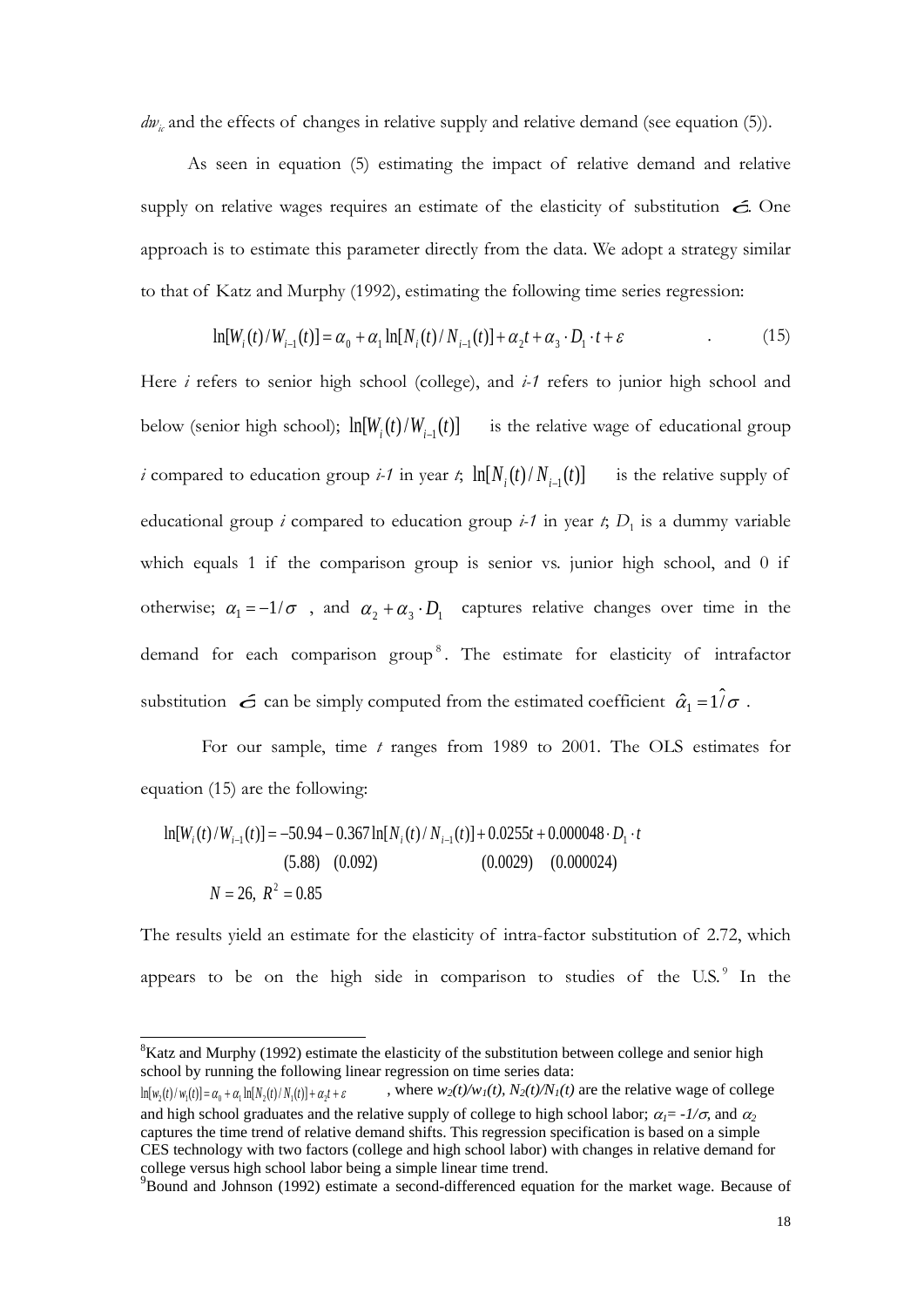$dw_{ic}$ and the effects of changes in relative supply and relative demand (see equation (5)).

As seen in equation (5) estimating the impact of relative demand and relative supply on relative wages requires an estimate of the elasticity of substitution $\sigma$. One approach is to estimate this parameter directly from the data. We adopt a strategy similar to that of Katz and Murphy (1992), estimating the following time series regression:

$$\ln[W_i(t)/W_{i-1}(t)] = \alpha_0 + \alpha_1 \ln[N_i(t)/N_{i-1}(t)] + \alpha_2 t + \alpha_3 \cdot D_1 \cdot t + \varepsilon \qquad . \qquad (15)$$

Here *i* refers to senior high school (college), and *i-1* refers to junior high school and below (senior high school); $\ln[W_i(t)/W_{i-1}(t)]$ is the relative wage of educational group *i* compared to education group *i-1* in year *t*; $\ln[N_i(t)/N_{i-1}(t)]$ is the relative supply of educational group *i* compared to education group *i-1* in year *t*; $D_1$ is a dummy variable which equals 1 if the comparison group is senior vs. junior high school, and 0 if otherwise; $\alpha_1 = -1/\sigma$, and $\alpha_2 + \alpha_3 \cdot D_1$ captures relative changes over time in the demand for each comparison group[8]. The estimate for elasticity of intrafactor substitution $\sigma$ can be simply computed from the estimated coefficient $\hat{\alpha}_1 = 1/\hat{\sigma}$.

For our sample, time *t* ranges from 1989 to 2001. The OLS estimates for equation (15) are the following:

$$\ln[W_i(t)/W_{i-1}(t)] = \underset{(5.88)}{-50.94} - \underset{(0.092)}{0.367}\ln[N_i(t)/N_{i-1}(t)] + \underset{(0.0029)}{0.0255t} + \underset{(0.000024)}{0.000048 \cdot D_1 \cdot t}$$

$$N = 26, \; R^2 = 0.85$$

The results yield an estimate for the elasticity of intra-factor substitution of 2.72, which appears to be on the high side in comparison to studies of the U.S.[9] In the

[8]Katz and Murphy (1992) estimate the elasticity of the substitution between college and senior high school by running the following linear regression on time series data: $\ln[w_2(t)/w_1(t)] = \alpha_0 + \alpha_1 \ln[N_2(t)/N_1(t)] + \alpha_2 t + \varepsilon$, where $w_2(t)/w_1(t)$, $N_2(t)/N_1(t)$ are the relative wage of college and high school graduates and the relative supply of college to high school labor; $\alpha_1 = -1/\sigma$, and $\alpha_2$ captures the time trend of relative demand shifts. This regression specification is based on a simple CES technology with two factors (college and high school labor) with changes in relative demand for college versus high school labor being a simple linear time trend.

[9]Bound and Johnson (1992) estimate a second-differenced equation for the market wage. Because of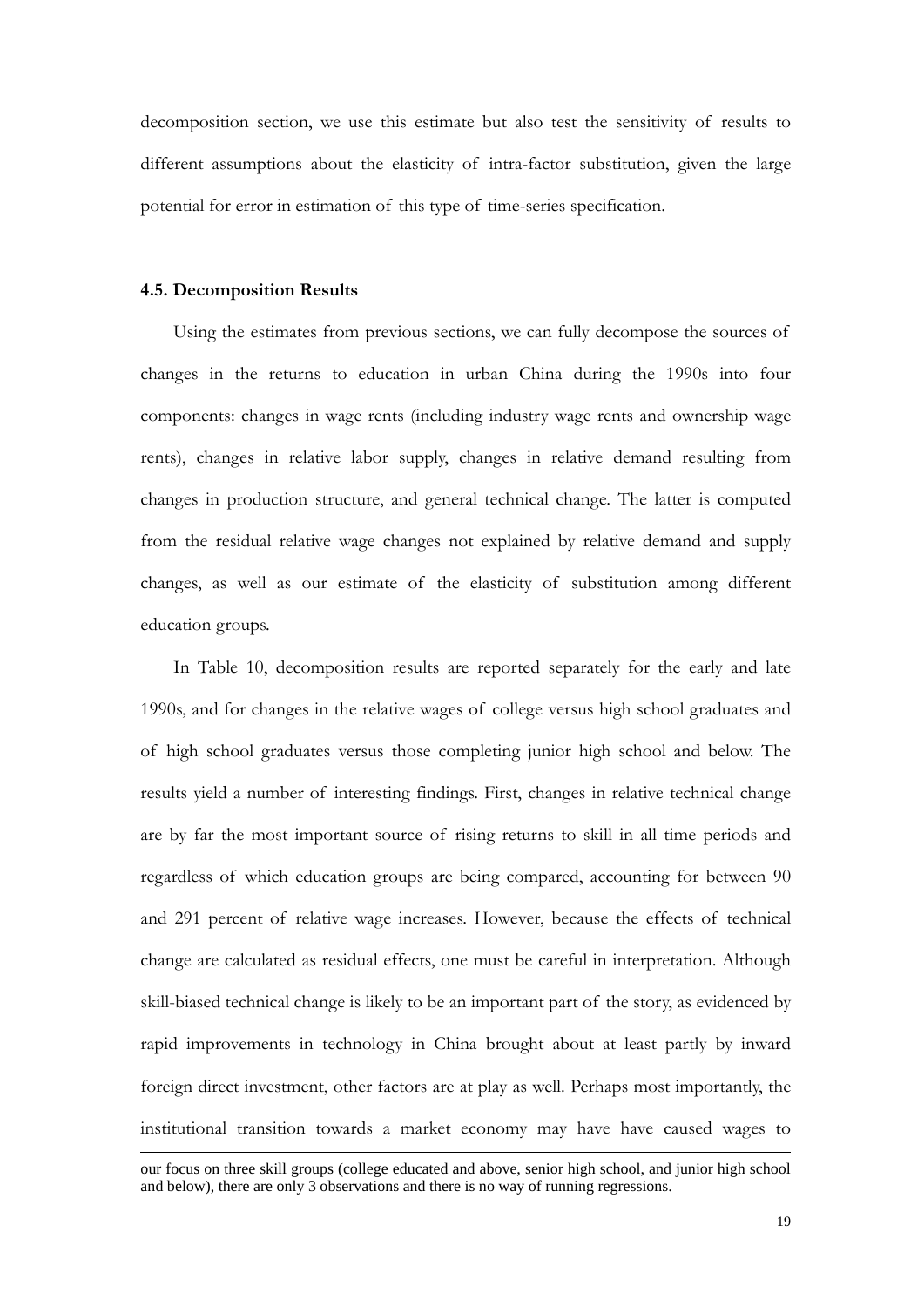decomposition section, we use this estimate but also test the sensitivity of results to different assumptions about the elasticity of intra-factor substitution, given the large potential for error in estimation of this type of time-series specification.

### 4.5. Decomposition Results

Using the estimates from previous sections, we can fully decompose the sources of changes in the returns to education in urban China during the 1990s into four components: changes in wage rents (including industry wage rents and ownership wage rents), changes in relative labor supply, changes in relative demand resulting from changes in production structure, and general technical change. The latter is computed from the residual relative wage changes not explained by relative demand and supply changes, as well as our estimate of the elasticity of substitution among different education groups.

In Table 10, decomposition results are reported separately for the early and late 1990s, and for changes in the relative wages of college versus high school graduates and of high school graduates versus those completing junior high school and below. The results yield a number of interesting findings. First, changes in relative technical change are by far the most important source of rising returns to skill in all time periods and regardless of which education groups are being compared, accounting for between 90 and 291 percent of relative wage increases. However, because the effects of technical change are calculated as residual effects, one must be careful in interpretation. Although skill-biased technical change is likely to be an important part of the story, as evidenced by rapid improvements in technology in China brought about at least partly by inward foreign direct investment, other factors are at play as well. Perhaps most importantly, the institutional transition towards a market economy may have have caused wages to

---

our focus on three skill groups (college educated and above, senior high school, and junior high school and below), there are only 3 observations and there is no way of running regressions.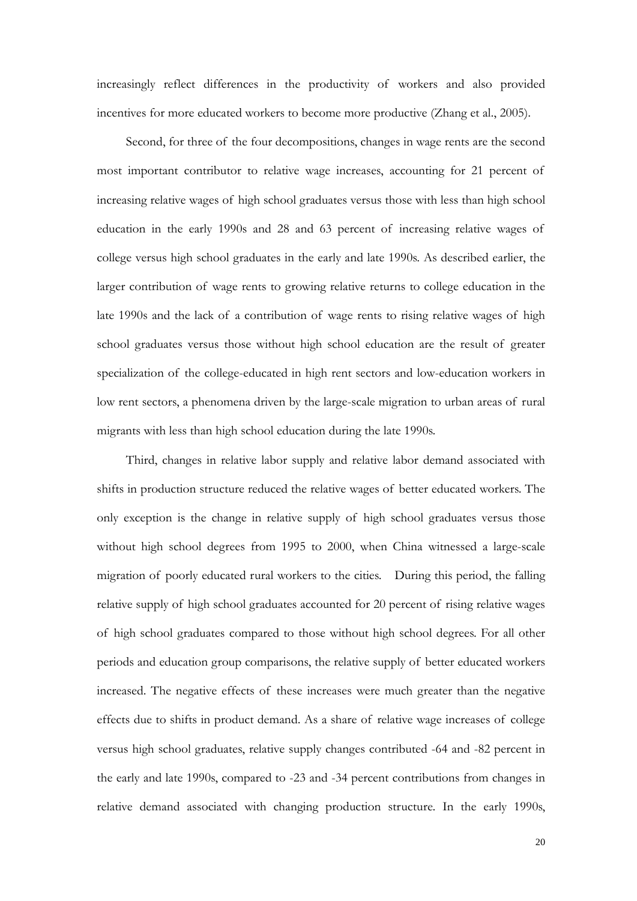increasingly reflect differences in the productivity of workers and also provided incentives for more educated workers to become more productive (Zhang et al., 2005).

Second, for three of the four decompositions, changes in wage rents are the second most important contributor to relative wage increases, accounting for 21 percent of increasing relative wages of high school graduates versus those with less than high school education in the early 1990s and 28 and 63 percent of increasing relative wages of college versus high school graduates in the early and late 1990s. As described earlier, the larger contribution of wage rents to growing relative returns to college education in the late 1990s and the lack of a contribution of wage rents to rising relative wages of high school graduates versus those without high school education are the result of greater specialization of the college-educated in high rent sectors and low-education workers in low rent sectors, a phenomena driven by the large-scale migration to urban areas of rural migrants with less than high school education during the late 1990s.

Third, changes in relative labor supply and relative labor demand associated with shifts in production structure reduced the relative wages of better educated workers. The only exception is the change in relative supply of high school graduates versus those without high school degrees from 1995 to 2000, when China witnessed a large-scale migration of poorly educated rural workers to the cities. During this period, the falling relative supply of high school graduates accounted for 20 percent of rising relative wages of high school graduates compared to those without high school degrees. For all other periods and education group comparisons, the relative supply of better educated workers increased. The negative effects of these increases were much greater than the negative effects due to shifts in product demand. As a share of relative wage increases of college versus high school graduates, relative supply changes contributed -64 and -82 percent in the early and late 1990s, compared to -23 and -34 percent contributions from changes in relative demand associated with changing production structure. In the early 1990s,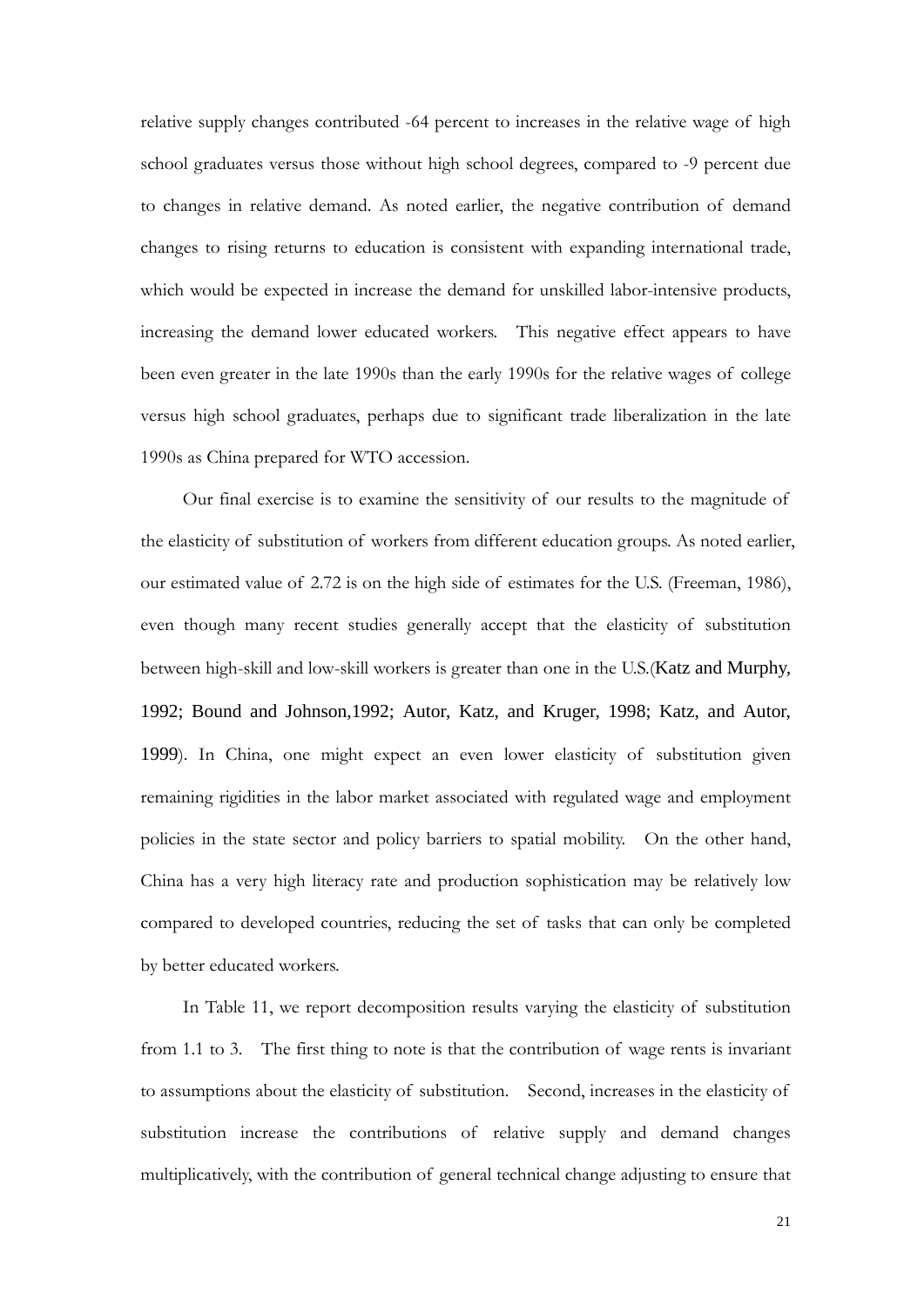relative supply changes contributed -64 percent to increases in the relative wage of high school graduates versus those without high school degrees, compared to -9 percent due to changes in relative demand. As noted earlier, the negative contribution of demand changes to rising returns to education is consistent with expanding international trade, which would be expected in increase the demand for unskilled labor-intensive products, increasing the demand lower educated workers. This negative effect appears to have been even greater in the late 1990s than the early 1990s for the relative wages of college versus high school graduates, perhaps due to significant trade liberalization in the late 1990s as China prepared for WTO accession.

Our final exercise is to examine the sensitivity of our results to the magnitude of the elasticity of substitution of workers from different education groups. As noted earlier, our estimated value of 2.72 is on the high side of estimates for the U.S. (Freeman, 1986), even though many recent studies generally accept that the elasticity of substitution between high-skill and low-skill workers is greater than one in the U.S.(Katz and Murphy, 1992; Bound and Johnson,1992; Autor, Katz, and Kruger, 1998; Katz, and Autor, 1999). In China, one might expect an even lower elasticity of substitution given remaining rigidities in the labor market associated with regulated wage and employment policies in the state sector and policy barriers to spatial mobility. On the other hand, China has a very high literacy rate and production sophistication may be relatively low compared to developed countries, reducing the set of tasks that can only be completed by better educated workers.

In Table 11, we report decomposition results varying the elasticity of substitution from 1.1 to 3. The first thing to note is that the contribution of wage rents is invariant to assumptions about the elasticity of substitution. Second, increases in the elasticity of substitution increase the contributions of relative supply and demand changes multiplicatively, with the contribution of general technical change adjusting to ensure that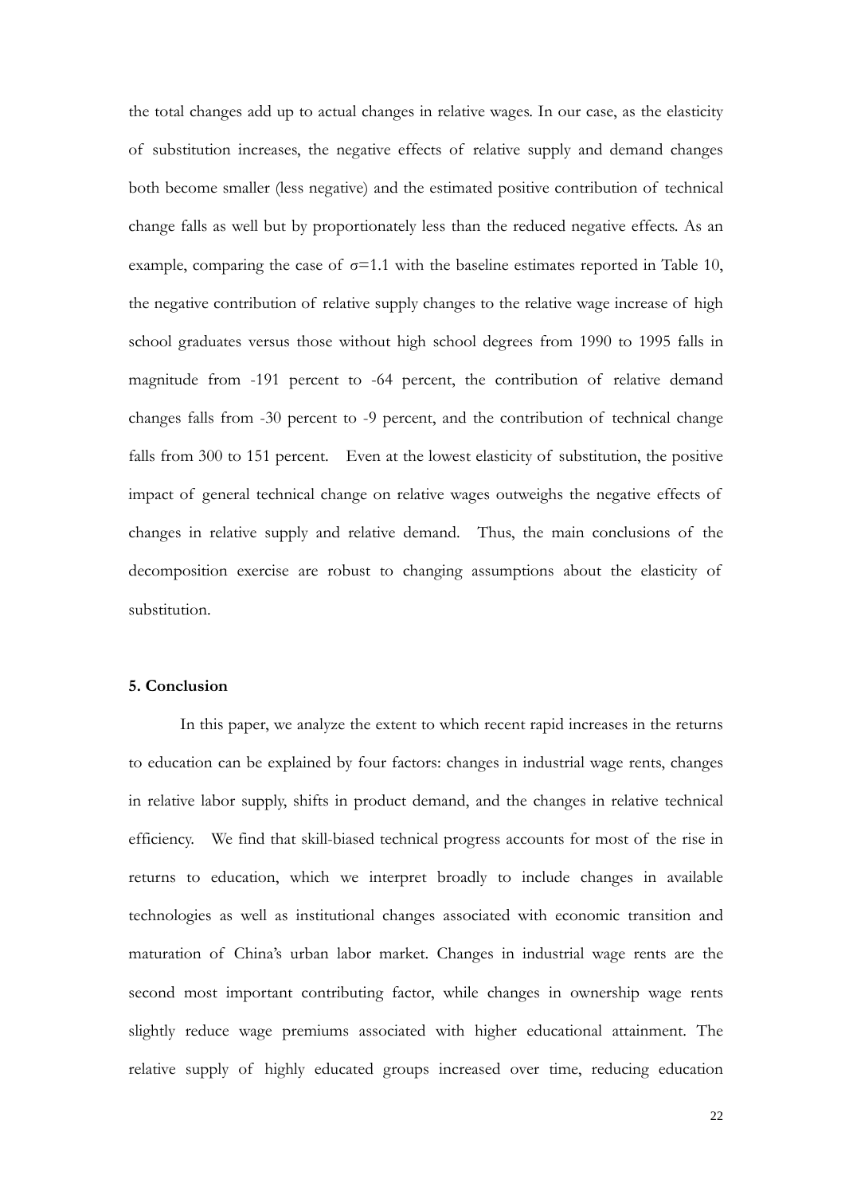the total changes add up to actual changes in relative wages. In our case, as the elasticity of substitution increases, the negative effects of relative supply and demand changes both become smaller (less negative) and the estimated positive contribution of technical change falls as well but by proportionately less than the reduced negative effects. As an example, comparing the case of $\sigma$=1.1 with the baseline estimates reported in Table 10, the negative contribution of relative supply changes to the relative wage increase of high school graduates versus those without high school degrees from 1990 to 1995 falls in magnitude from -191 percent to -64 percent, the contribution of relative demand changes falls from -30 percent to -9 percent, and the contribution of technical change falls from 300 to 151 percent. Even at the lowest elasticity of substitution, the positive impact of general technical change on relative wages outweighs the negative effects of changes in relative supply and relative demand. Thus, the main conclusions of the decomposition exercise are robust to changing assumptions about the elasticity of substitution.

## 5. Conclusion

In this paper, we analyze the extent to which recent rapid increases in the returns to education can be explained by four factors: changes in industrial wage rents, changes in relative labor supply, shifts in product demand, and the changes in relative technical efficiency. We find that skill-biased technical progress accounts for most of the rise in returns to education, which we interpret broadly to include changes in available technologies as well as institutional changes associated with economic transition and maturation of China's urban labor market. Changes in industrial wage rents are the second most important contributing factor, while changes in ownership wage rents slightly reduce wage premiums associated with higher educational attainment. The relative supply of highly educated groups increased over time, reducing education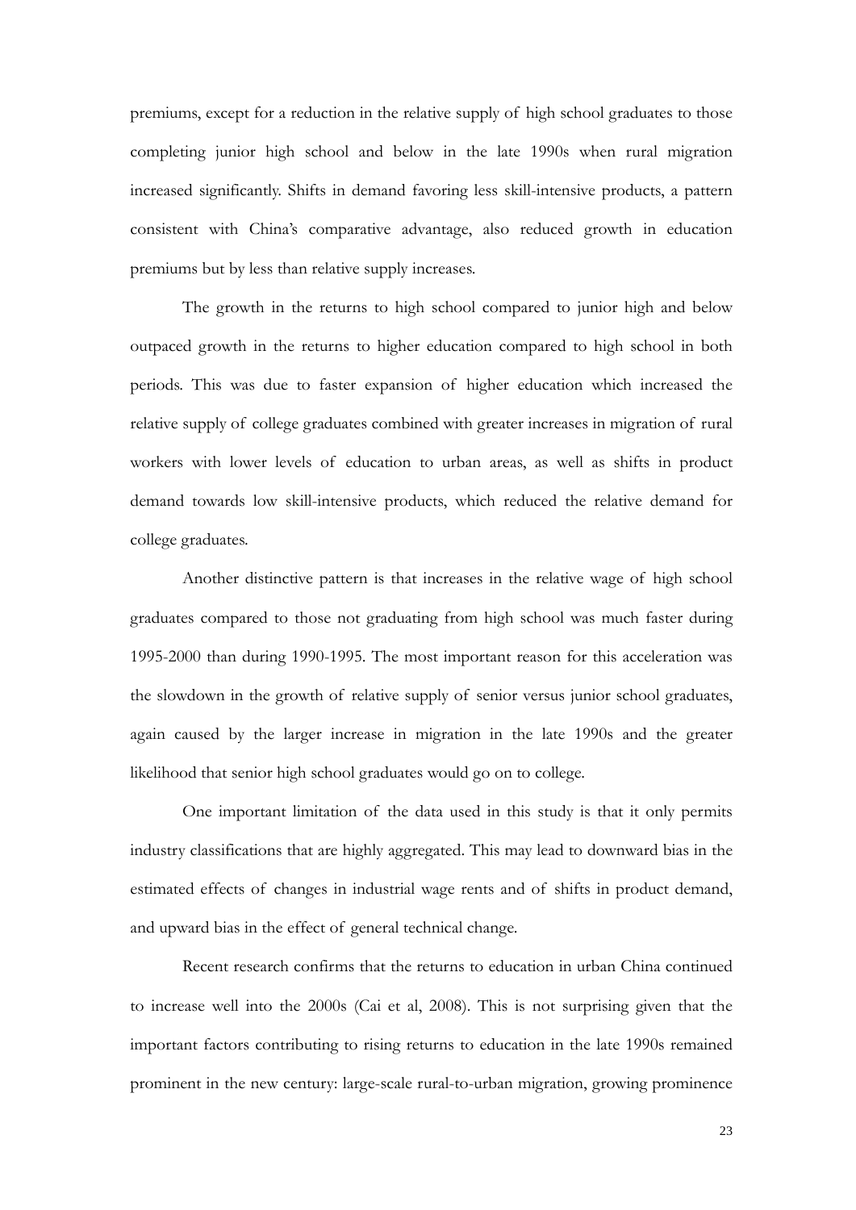premiums, except for a reduction in the relative supply of high school graduates to those completing junior high school and below in the late 1990s when rural migration increased significantly. Shifts in demand favoring less skill-intensive products, a pattern consistent with China's comparative advantage, also reduced growth in education premiums but by less than relative supply increases.

The growth in the returns to high school compared to junior high and below outpaced growth in the returns to higher education compared to high school in both periods. This was due to faster expansion of higher education which increased the relative supply of college graduates combined with greater increases in migration of rural workers with lower levels of education to urban areas, as well as shifts in product demand towards low skill-intensive products, which reduced the relative demand for college graduates.

Another distinctive pattern is that increases in the relative wage of high school graduates compared to those not graduating from high school was much faster during 1995-2000 than during 1990-1995. The most important reason for this acceleration was the slowdown in the growth of relative supply of senior versus junior school graduates, again caused by the larger increase in migration in the late 1990s and the greater likelihood that senior high school graduates would go on to college.

One important limitation of the data used in this study is that it only permits industry classifications that are highly aggregated. This may lead to downward bias in the estimated effects of changes in industrial wage rents and of shifts in product demand, and upward bias in the effect of general technical change.

Recent research confirms that the returns to education in urban China continued to increase well into the 2000s (Cai et al, 2008). This is not surprising given that the important factors contributing to rising returns to education in the late 1990s remained prominent in the new century: large-scale rural-to-urban migration, growing prominence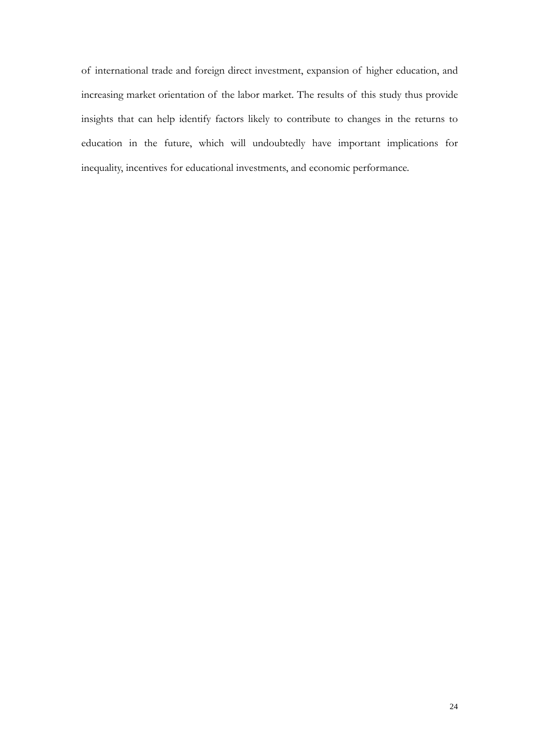of international trade and foreign direct investment, expansion of higher education, and increasing market orientation of the labor market. The results of this study thus provide insights that can help identify factors likely to contribute to changes in the returns to education in the future, which will undoubtedly have important implications for inequality, incentives for educational investments, and economic performance.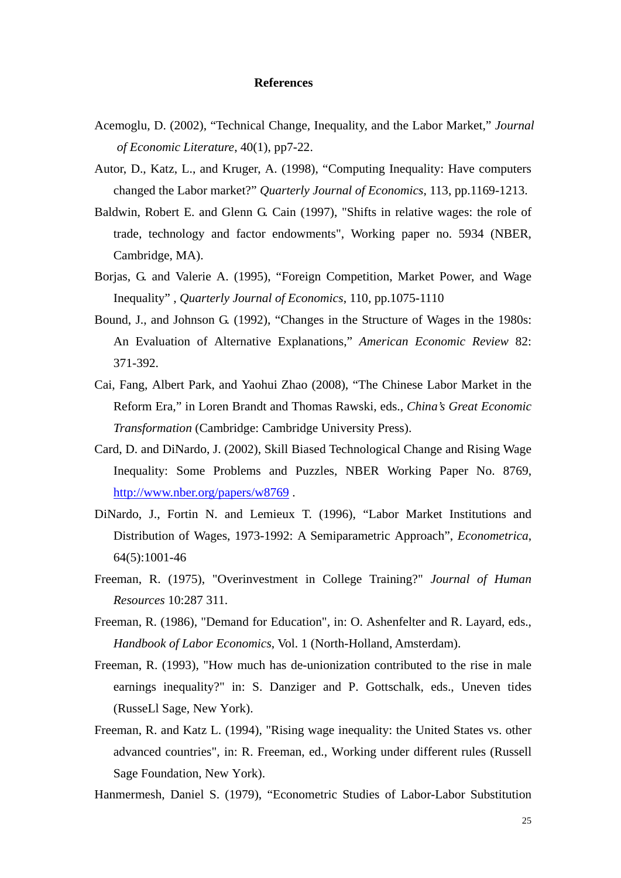## References

Acemoglu, D. (2002), “Technical Change, Inequality, and the Labor Market,” *Journal of Economic Literature*, 40(1), pp7-22.

Autor, D., Katz, L., and Kruger, A. (1998), “Computing Inequality: Have computers changed the Labor market?” *Quarterly Journal of Economics*, 113, pp.1169-1213.

Baldwin, Robert E. and Glenn G. Cain (1997), "Shifts in relative wages: the role of trade, technology and factor endowments", Working paper no. 5934 (NBER, Cambridge, MA).

Borjas, G. and Valerie A. (1995), “Foreign Competition, Market Power, and Wage Inequality” , *Quarterly Journal of Economics*, 110, pp.1075-1110

Bound, J., and Johnson G. (1992), “Changes in the Structure of Wages in the 1980s: An Evaluation of Alternative Explanations,” *American Economic Review* 82: 371-392.

Cai, Fang, Albert Park, and Yaohui Zhao (2008), “The Chinese Labor Market in the Reform Era,” in Loren Brandt and Thomas Rawski, eds., *China’s Great Economic Transformation* (Cambridge: Cambridge University Press).

Card, D. and DiNardo, J. (2002), Skill Biased Technological Change and Rising Wage Inequality: Some Problems and Puzzles, NBER Working Paper No. 8769, http://www.nber.org/papers/w8769 .

DiNardo, J., Fortin N. and Lemieux T. (1996), “Labor Market Institutions and Distribution of Wages, 1973-1992: A Semiparametric Approach”, *Econometrica*, 64(5):1001-46

Freeman, R. (1975), "Overinvestment in College Training?" *Journal of Human Resources* 10:287 311.

Freeman, R. (1986), "Demand for Education", in: O. Ashenfelter and R. Layard, eds., *Handbook of Labor Economics*, Vol. 1 (North-Holland, Amsterdam).

Freeman, R. (1993), "How much has de-unionization contributed to the rise in male earnings inequality?" in: S. Danziger and P. Gottschalk, eds., Uneven tides (RusseLl Sage, New York).

Freeman, R. and Katz L. (1994), "Rising wage inequality: the United States vs. other advanced countries", in: R. Freeman, ed., Working under different rules (Russell Sage Foundation, New York).

Hanmermesh, Daniel S. (1979), “Econometric Studies of Labor-Labor Substitution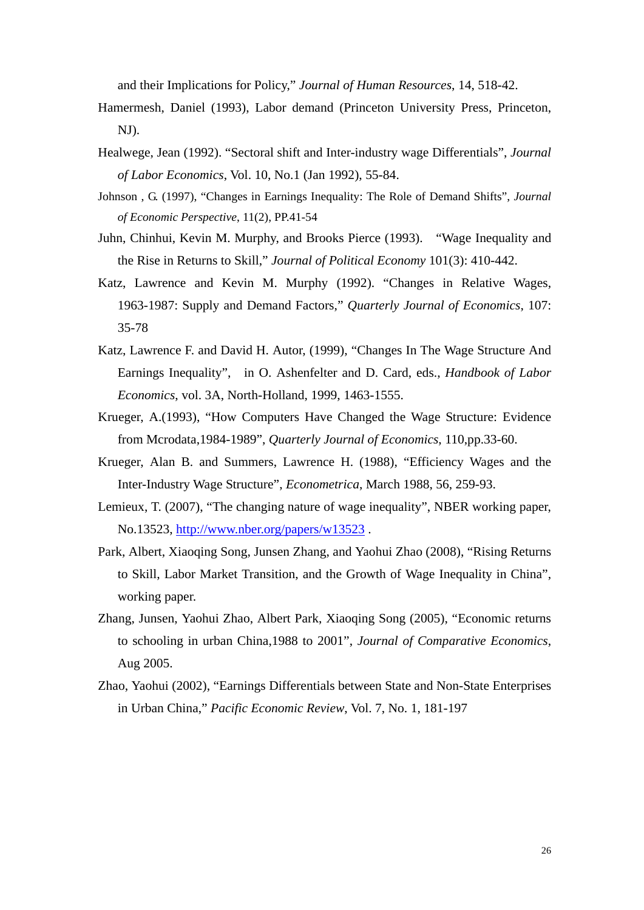and their Implications for Policy," *Journal of Human Resources*, 14, 518-42.

Hamermesh, Daniel (1993), Labor demand (Princeton University Press, Princeton, NJ).

Healwege, Jean (1992). "Sectoral shift and Inter-industry wage Differentials", *Journal of Labor Economics*, Vol. 10, No.1 (Jan 1992), 55-84.

Johnson , G. (1997), "Changes in Earnings Inequality: The Role of Demand Shifts", *Journal of Economic Perspective*, 11(2), PP.41-54

Juhn, Chinhui, Kevin M. Murphy, and Brooks Pierce (1993). "Wage Inequality and the Rise in Returns to Skill," *Journal of Political Economy* 101(3): 410-442.

Katz, Lawrence and Kevin M. Murphy (1992). "Changes in Relative Wages, 1963-1987: Supply and Demand Factors," *Quarterly Journal of Economics*, 107: 35-78

Katz, Lawrence F. and David H. Autor, (1999), "Changes In The Wage Structure And Earnings Inequality", in O. Ashenfelter and D. Card, eds., *Handbook of Labor Economics*, vol. 3A, North-Holland, 1999, 1463-1555.

Krueger, A.(1993), "How Computers Have Changed the Wage Structure: Evidence from Mcrodata,1984-1989", *Quarterly Journal of Economics*, 110,pp.33-60.

Krueger, Alan B. and Summers, Lawrence H. (1988), "Efficiency Wages and the Inter-Industry Wage Structure", *Econometrica*, March 1988, 56, 259-93.

Lemieux, T. (2007), "The changing nature of wage inequality", NBER working paper, No.13523, http://www.nber.org/papers/w13523 .

Park, Albert, Xiaoqing Song, Junsen Zhang, and Yaohui Zhao (2008), "Rising Returns to Skill, Labor Market Transition, and the Growth of Wage Inequality in China", working paper.

Zhang, Junsen, Yaohui Zhao, Albert Park, Xiaoqing Song (2005), "Economic returns to schooling in urban China,1988 to 2001", *Journal of Comparative Economics*, Aug 2005.

Zhao, Yaohui (2002), "Earnings Differentials between State and Non-State Enterprises in Urban China," *Pacific Economic Review*, Vol. 7, No. 1, 181-197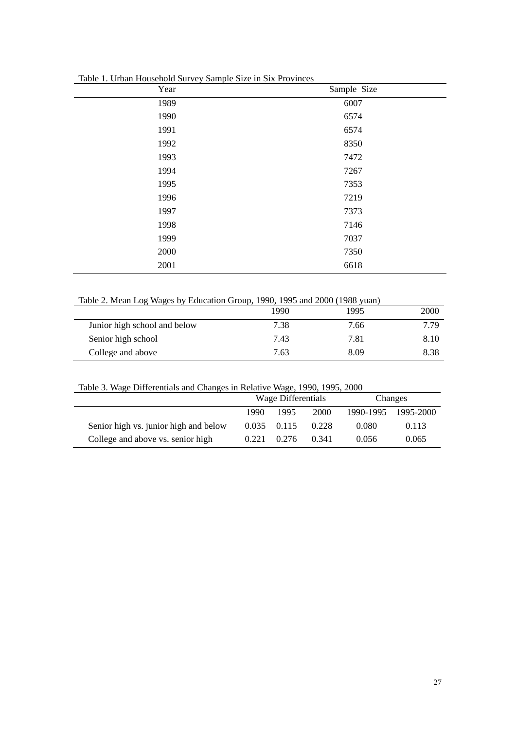Table 1. Urban Household Survey Sample Size in Six Provinces

| Year | Sample Size |
|---|---|
| 1989 | 6007 |
| 1990 | 6574 |
| 1991 | 6574 |
| 1992 | 8350 |
| 1993 | 7472 |
| 1994 | 7267 |
| 1995 | 7353 |
| 1996 | 7219 |
| 1997 | 7373 |
| 1998 | 7146 |
| 1999 | 7037 |
| 2000 | 7350 |
| 2001 | 6618 |

Table 2. Mean Log Wages by Education Group, 1990, 1995 and 2000 (1988 yuan)

| | 1990 | 1995 | 2000 |
|---|---|---|---|
| Junior high school and below | 7.38 | 7.66 | 7.79 |
| Senior high school | 7.43 | 7.81 | 8.10 |
| College and above | 7.63 | 8.09 | 8.38 |

Table 3. Wage Differentials and Changes in Relative Wage, 1990, 1995, 2000

| | Wage Differentials | | | Changes | |
|---|---|---|---|---|---|
| | 1990 | 1995 | 2000 | 1990-1995 | 1995-2000 |
| Senior high vs. junior high and below | 0.035 | 0.115 | 0.228 | 0.080 | 0.113 |
| College and above vs. senior high | 0.221 | 0.276 | 0.341 | 0.056 | 0.065 |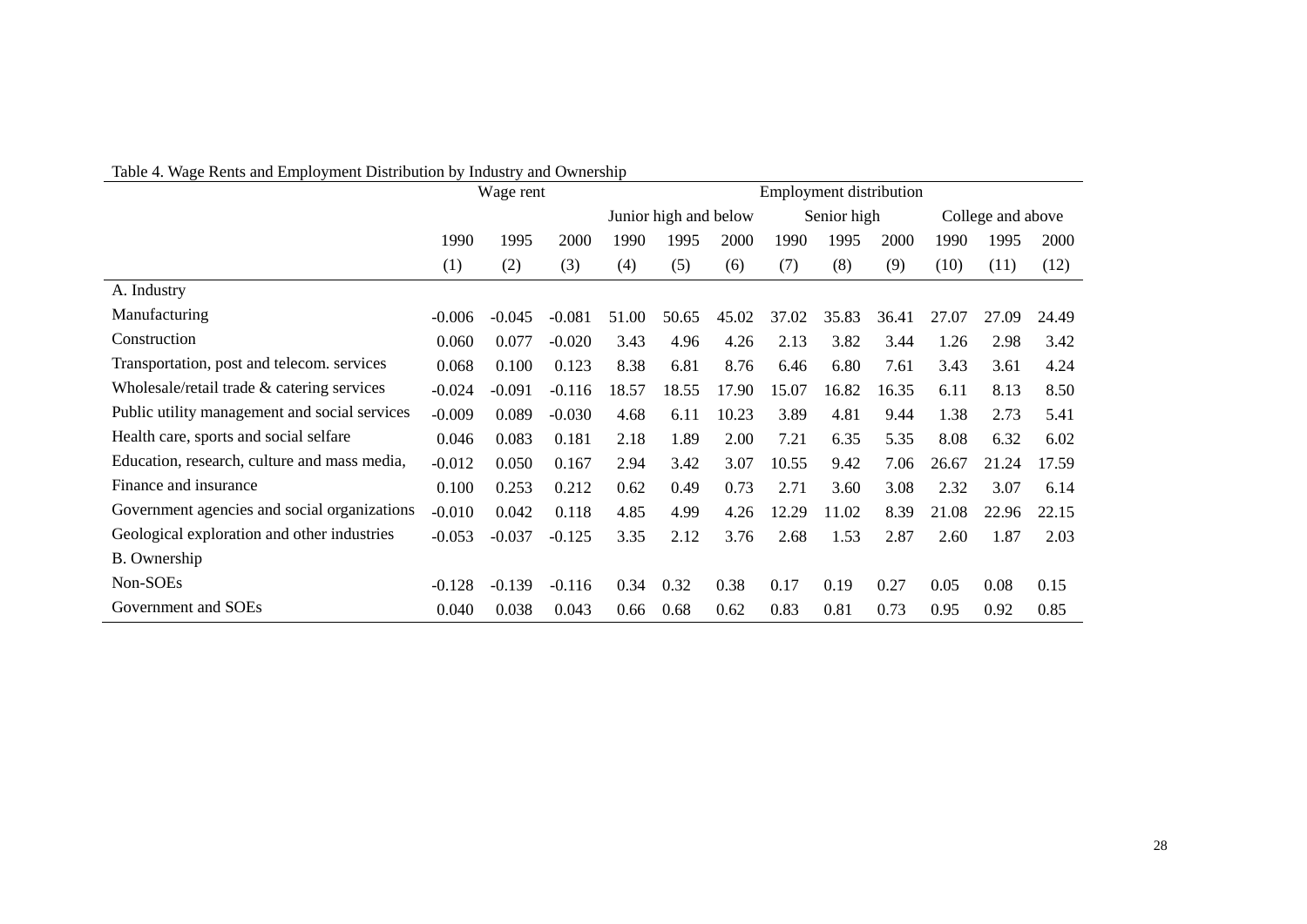Table 4. Wage Rents and Employment Distribution by Industry and Ownership

| | Wage rent | | | Employment distribution | | | | | | | | |
|---|---|---|---|---|---|---|---|---|---|---|---|---|
| | | | | Junior high and below | | | Senior high | | | College and above | | |
| | 1990 | 1995 | 2000 | 1990 | 1995 | 2000 | 1990 | 1995 | 2000 | 1990 | 1995 | 2000 |
| | (1) | (2) | (3) | (4) | (5) | (6) | (7) | (8) | (9) | (10) | (11) | (12) |
| A. Industry | | | | | | | | | | | | |
| Manufacturing | -0.006 | -0.045 | -0.081 | 51.00 | 50.65 | 45.02 | 37.02 | 35.83 | 36.41 | 27.07 | 27.09 | 24.49 |
| Construction | 0.060 | 0.077 | -0.020 | 3.43 | 4.96 | 4.26 | 2.13 | 3.82 | 3.44 | 1.26 | 2.98 | 3.42 |
| Transportation, post and telecom. services | 0.068 | 0.100 | 0.123 | 8.38 | 6.81 | 8.76 | 6.46 | 6.80 | 7.61 | 3.43 | 3.61 | 4.24 |
| Wholesale/retail trade & catering services | -0.024 | -0.091 | -0.116 | 18.57 | 18.55 | 17.90 | 15.07 | 16.82 | 16.35 | 6.11 | 8.13 | 8.50 |
| Public utility management and social services | -0.009 | 0.089 | -0.030 | 4.68 | 6.11 | 10.23 | 3.89 | 4.81 | 9.44 | 1.38 | 2.73 | 5.41 |
| Health care, sports and social selfare | 0.046 | 0.083 | 0.181 | 2.18 | 1.89 | 2.00 | 7.21 | 6.35 | 5.35 | 8.08 | 6.32 | 6.02 |
| Education, research, culture and mass media, | -0.012 | 0.050 | 0.167 | 2.94 | 3.42 | 3.07 | 10.55 | 9.42 | 7.06 | 26.67 | 21.24 | 17.59 |
| Finance and insurance | 0.100 | 0.253 | 0.212 | 0.62 | 0.49 | 0.73 | 2.71 | 3.60 | 3.08 | 2.32 | 3.07 | 6.14 |
| Government agencies and social organizations | -0.010 | 0.042 | 0.118 | 4.85 | 4.99 | 4.26 | 12.29 | 11.02 | 8.39 | 21.08 | 22.96 | 22.15 |
| Geological exploration and other industries | -0.053 | -0.037 | -0.125 | 3.35 | 2.12 | 3.76 | 2.68 | 1.53 | 2.87 | 2.60 | 1.87 | 2.03 |
| B. Ownership | | | | | | | | | | | | |
| Non-SOEs | -0.128 | -0.139 | -0.116 | 0.34 | 0.32 | 0.38 | 0.17 | 0.19 | 0.27 | 0.05 | 0.08 | 0.15 |
| Government and SOEs | 0.040 | 0.038 | 0.043 | 0.66 | 0.68 | 0.62 | 0.83 | 0.81 | 0.73 | 0.95 | 0.92 | 0.85 |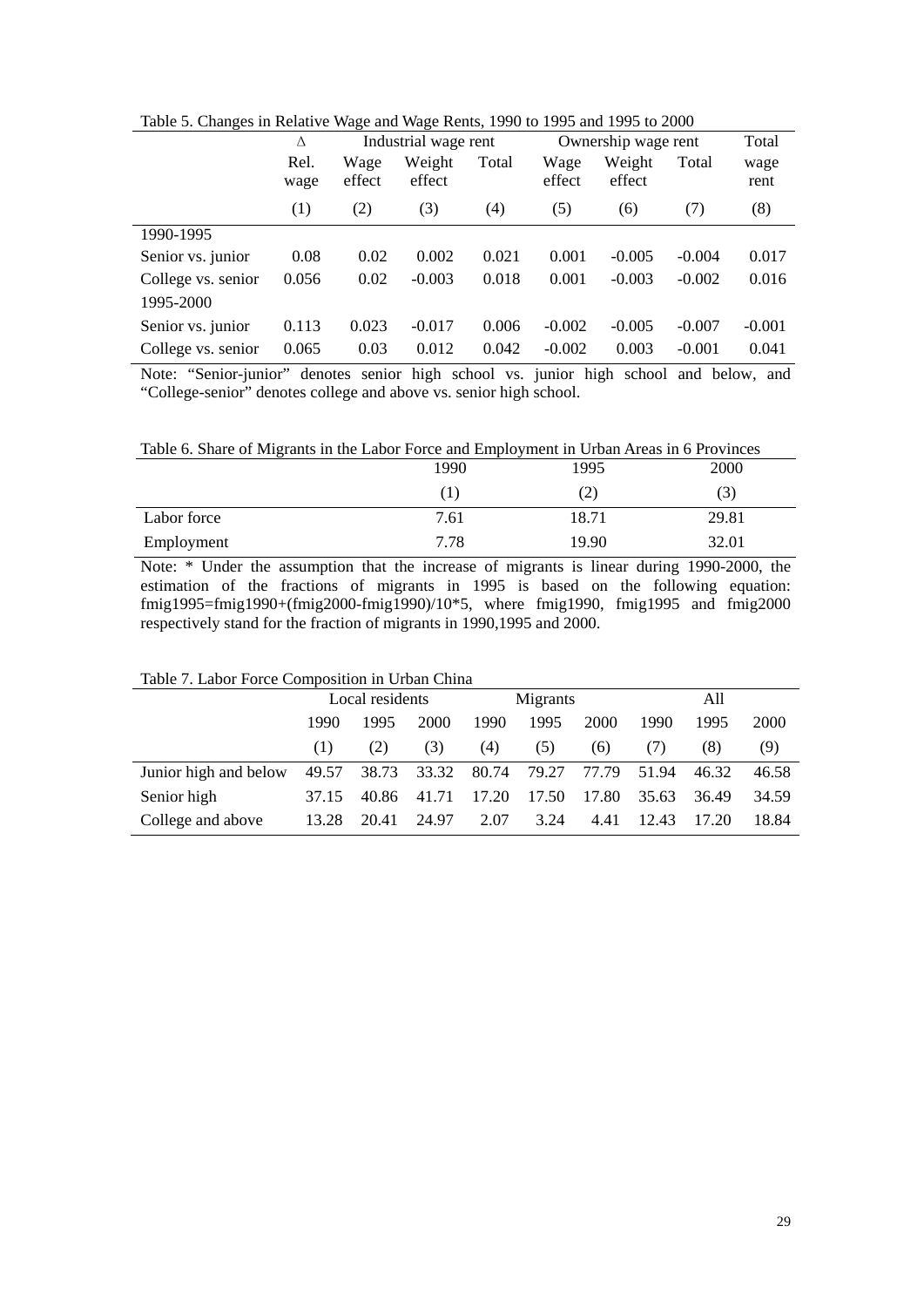Table 5. Changes in Relative Wage and Wage Rents, 1990 to 1995 and 1995 to 2000

| | Δ | Industrial wage rent | | | Ownership wage rent | | | Total |
|---|---|---|---|---|---|---|---|---|
| | Rel. wage | Wage effect | Weight effect | Total | Wage effect | Weight effect | Total | wage rent |
| | (1) | (2) | (3) | (4) | (5) | (6) | (7) | (8) |
| 1990-1995 | | | | | | | | |
| Senior vs. junior | 0.08 | 0.02 | 0.002 | 0.021 | 0.001 | -0.005 | -0.004 | 0.017 |
| College vs. senior | 0.056 | 0.02 | -0.003 | 0.018 | 0.001 | -0.003 | -0.002 | 0.016 |
| 1995-2000 | | | | | | | | |
| Senior vs. junior | 0.113 | 0.023 | -0.017 | 0.006 | -0.002 | -0.005 | -0.007 | -0.001 |
| College vs. senior | 0.065 | 0.03 | 0.012 | 0.042 | -0.002 | 0.003 | -0.001 | 0.041 |

Note: "Senior-junior" denotes senior high school vs. junior high school and below, and "College-senior" denotes college and above vs. senior high school.

Table 6. Share of Migrants in the Labor Force and Employment in Urban Areas in 6 Provinces

| | 1990 | 1995 | 2000 |
|---|---|---|---|
| | (1) | (2) | (3) |
| Labor force | 7.61 | 18.71 | 29.81 |
| Employment | 7.78 | 19.90 | 32.01 |

Note: * Under the assumption that the increase of migrants is linear during 1990-2000, the estimation of the fractions of migrants in 1995 is based on the following equation: fmig1995=fmig1990+(fmig2000-fmig1990)/10*5, where fmig1990, fmig1995 and fmig2000 respectively stand for the fraction of migrants in 1990,1995 and 2000.

Table 7. Labor Force Composition in Urban China

| | Local residents | | | Migrants | | | All | | |
|---|---|---|---|---|---|---|---|---|---|
| | 1990 | 1995 | 2000 | 1990 | 1995 | 2000 | 1990 | 1995 | 2000 |
| | (1) | (2) | (3) | (4) | (5) | (6) | (7) | (8) | (9) |
| Junior high and below | 49.57 | 38.73 | 33.32 | 80.74 | 79.27 | 77.79 | 51.94 | 46.32 | 46.58 |
| Senior high | 37.15 | 40.86 | 41.71 | 17.20 | 17.50 | 17.80 | 35.63 | 36.49 | 34.59 |
| College and above | 13.28 | 20.41 | 24.97 | 2.07 | 3.24 | 4.41 | 12.43 | 17.20 | 18.84 |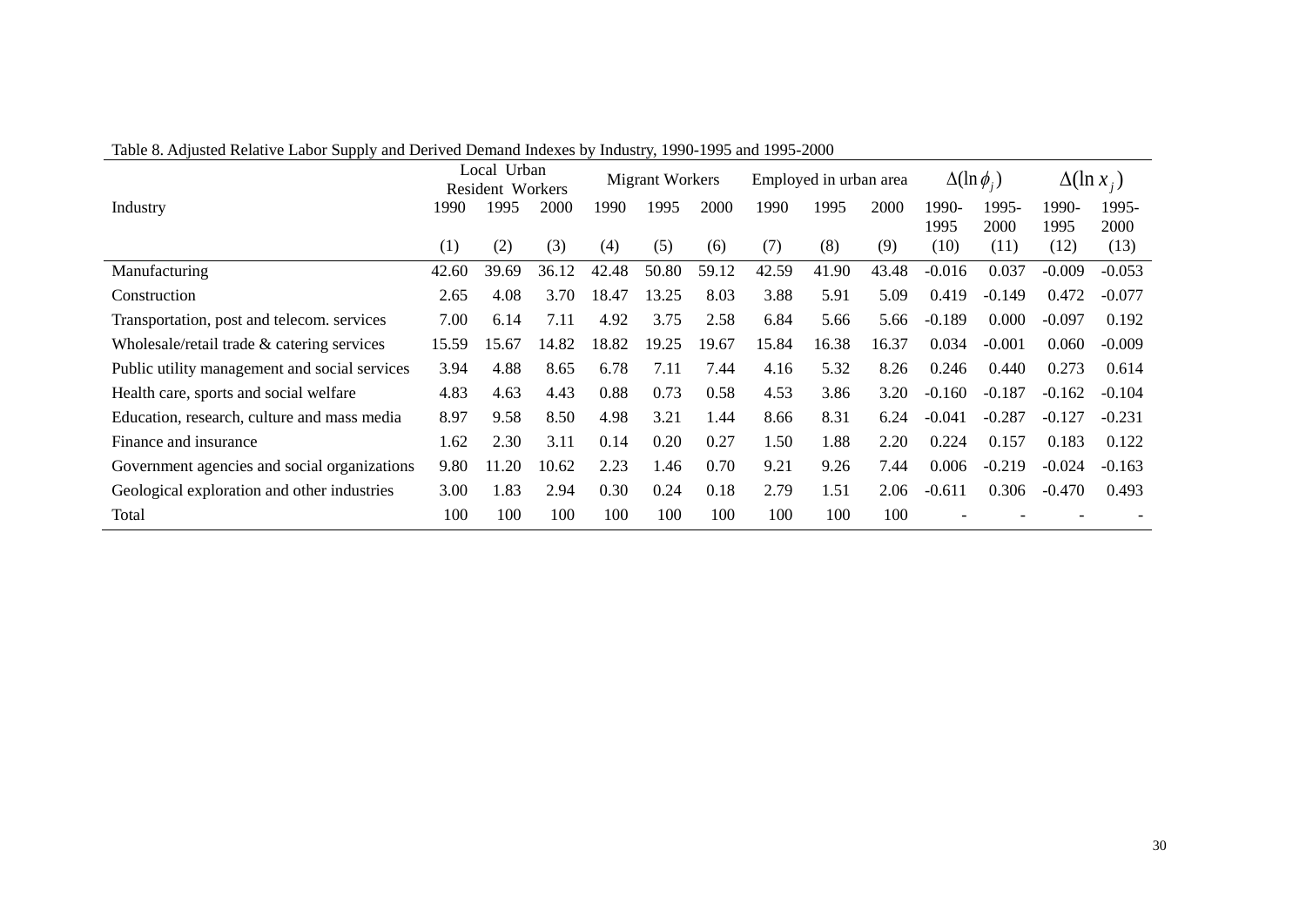Table 8. Adjusted Relative Labor Supply and Derived Demand Indexes by Industry, 1990-1995 and 1995-2000

| Industry | Local Urban Resident Workers | | | Migrant Workers | | | Employed in urban area | | | $\Delta(\ln \phi_j)$ | | $\Delta(\ln x_j)$ | |
|---|---|---|---|---|---|---|---|---|---|---|---|---|---|
| | 1990 | 1995 | 2000 | 1990 | 1995 | 2000 | 1990 | 1995 | 2000 | 1990-1995 | 1995-2000 | 1990-1995 | 1995-2000 |
| | (1) | (2) | (3) | (4) | (5) | (6) | (7) | (8) | (9) | (10) | (11) | (12) | (13) |
| Manufacturing | 42.60 | 39.69 | 36.12 | 42.48 | 50.80 | 59.12 | 42.59 | 41.90 | 43.48 | -0.016 | 0.037 | -0.009 | -0.053 |
| Construction | 2.65 | 4.08 | 3.70 | 18.47 | 13.25 | 8.03 | 3.88 | 5.91 | 5.09 | 0.419 | -0.149 | 0.472 | -0.077 |
| Transportation, post and telecom. services | 7.00 | 6.14 | 7.11 | 4.92 | 3.75 | 2.58 | 6.84 | 5.66 | 5.66 | -0.189 | 0.000 | -0.097 | 0.192 |
| Wholesale/retail trade & catering services | 15.59 | 15.67 | 14.82 | 18.82 | 19.25 | 19.67 | 15.84 | 16.38 | 16.37 | 0.034 | -0.001 | 0.060 | -0.009 |
| Public utility management and social services | 3.94 | 4.88 | 8.65 | 6.78 | 7.11 | 7.44 | 4.16 | 5.32 | 8.26 | 0.246 | 0.440 | 0.273 | 0.614 |
| Health care, sports and social welfare | 4.83 | 4.63 | 4.43 | 0.88 | 0.73 | 0.58 | 4.53 | 3.86 | 3.20 | -0.160 | -0.187 | -0.162 | -0.104 |
| Education, research, culture and mass media | 8.97 | 9.58 | 8.50 | 4.98 | 3.21 | 1.44 | 8.66 | 8.31 | 6.24 | -0.041 | -0.287 | -0.127 | -0.231 |
| Finance and insurance | 1.62 | 2.30 | 3.11 | 0.14 | 0.20 | 0.27 | 1.50 | 1.88 | 2.20 | 0.224 | 0.157 | 0.183 | 0.122 |
| Government agencies and social organizations | 9.80 | 11.20 | 10.62 | 2.23 | 1.46 | 0.70 | 9.21 | 9.26 | 7.44 | 0.006 | -0.219 | -0.024 | -0.163 |
| Geological exploration and other industries | 3.00 | 1.83 | 2.94 | 0.30 | 0.24 | 0.18 | 2.79 | 1.51 | 2.06 | -0.611 | 0.306 | -0.470 | 0.493 |
| Total | 100 | 100 | 100 | 100 | 100 | 100 | 100 | 100 | 100 | - | - | - | - |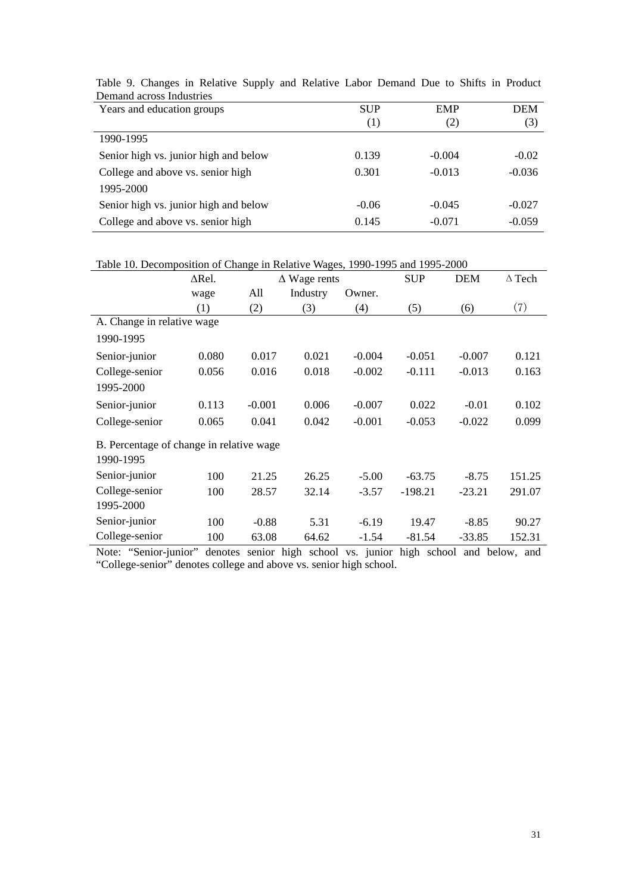Table 9. Changes in Relative Supply and Relative Labor Demand Due to Shifts in Product Demand across Industries

| Years and education groups | SUP (1) | EMP (2) | DEM (3) |
|---|---|---|---|
| 1990-1995 | | | |
| Senior high vs. junior high and below | 0.139 | -0.004 | -0.02 |
| College and above vs. senior high | 0.301 | -0.013 | -0.036 |
| 1995-2000 | | | |
| Senior high vs. junior high and below | -0.06 | -0.045 | -0.027 |
| College and above vs. senior high | 0.145 | -0.071 | -0.059 |

Table 10. Decomposition of Change in Relative Wages, 1990-1995 and 1995-2000

| | ΔRel. | Δ Wage rents | | | SUP | DEM | Δ Tech |
|---|---|---|---|---|---|---|---|
| | wage | All | Industry | Owner. | | | |
| | (1) | (2) | (3) | (4) | (5) | (6) | (7) |
| A. Change in relative wage | | | | | | | |
| 1990-1995 | | | | | | | |
| Senior-junior | 0.080 | 0.017 | 0.021 | -0.004 | -0.051 | -0.007 | 0.121 |
| College-senior | 0.056 | 0.016 | 0.018 | -0.002 | -0.111 | -0.013 | 0.163 |
| 1995-2000 | | | | | | | |
| Senior-junior | 0.113 | -0.001 | 0.006 | -0.007 | 0.022 | -0.01 | 0.102 |
| College-senior | 0.065 | 0.041 | 0.042 | -0.001 | -0.053 | -0.022 | 0.099 |
| B. Percentage of change in relative wage | | | | | | | |
| 1990-1995 | | | | | | | |
| Senior-junior | 100 | 21.25 | 26.25 | -5.00 | -63.75 | -8.75 | 151.25 |
| College-senior | 100 | 28.57 | 32.14 | -3.57 | -198.21 | -23.21 | 291.07 |
| 1995-2000 | | | | | | | |
| Senior-junior | 100 | -0.88 | 5.31 | -6.19 | 19.47 | -8.85 | 90.27 |
| College-senior | 100 | 63.08 | 64.62 | -1.54 | -81.54 | -33.85 | 152.31 |

Note: "Senior-junior" denotes senior high school vs. junior high school and below, and "College-senior" denotes college and above vs. senior high school.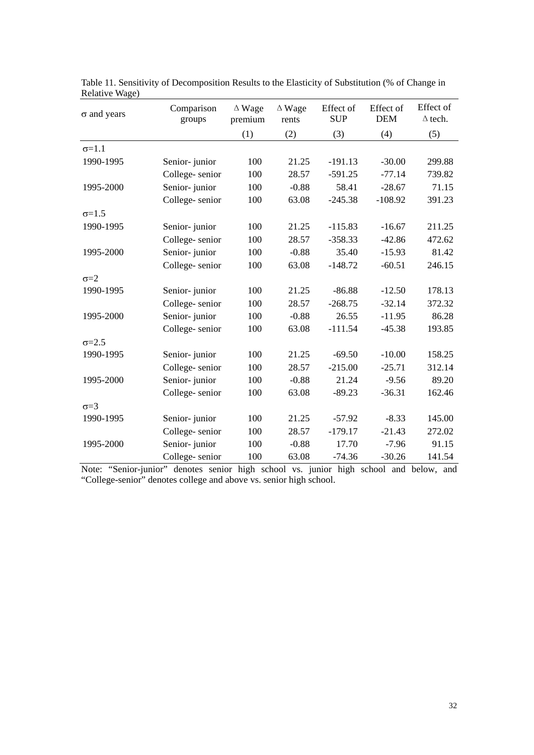Table 11. Sensitivity of Decomposition Results to the Elasticity of Substitution (% of Change in Relative Wage)

| σ and years | Comparison groups | Δ Wage premium | Δ Wage rents | Effect of SUP | Effect of DEM | Effect of Δ tech. |
|---|---|---|---|---|---|---|
| | | (1) | (2) | (3) | (4) | (5) |
| σ=1.1 | | | | | | |
| 1990-1995 | Senior- junior | 100 | 21.25 | -191.13 | -30.00 | 299.88 |
| | College- senior | 100 | 28.57 | -591.25 | -77.14 | 739.82 |
| 1995-2000 | Senior- junior | 100 | -0.88 | 58.41 | -28.67 | 71.15 |
| | College- senior | 100 | 63.08 | -245.38 | -108.92 | 391.23 |
| σ=1.5 | | | | | | |
| 1990-1995 | Senior- junior | 100 | 21.25 | -115.83 | -16.67 | 211.25 |
| | College- senior | 100 | 28.57 | -358.33 | -42.86 | 472.62 |
| 1995-2000 | Senior- junior | 100 | -0.88 | 35.40 | -15.93 | 81.42 |
| | College- senior | 100 | 63.08 | -148.72 | -60.51 | 246.15 |
| σ=2 | | | | | | |
| 1990-1995 | Senior- junior | 100 | 21.25 | -86.88 | -12.50 | 178.13 |
| | College- senior | 100 | 28.57 | -268.75 | -32.14 | 372.32 |
| 1995-2000 | Senior- junior | 100 | -0.88 | 26.55 | -11.95 | 86.28 |
| | College- senior | 100 | 63.08 | -111.54 | -45.38 | 193.85 |
| σ=2.5 | | | | | | |
| 1990-1995 | Senior- junior | 100 | 21.25 | -69.50 | -10.00 | 158.25 |
| | College- senior | 100 | 28.57 | -215.00 | -25.71 | 312.14 |
| 1995-2000 | Senior- junior | 100 | -0.88 | 21.24 | -9.56 | 89.20 |
| | College- senior | 100 | 63.08 | -89.23 | -36.31 | 162.46 |
| σ=3 | | | | | | |
| 1990-1995 | Senior- junior | 100 | 21.25 | -57.92 | -8.33 | 145.00 |
| | College- senior | 100 | 28.57 | -179.17 | -21.43 | 272.02 |
| 1995-2000 | Senior- junior | 100 | -0.88 | 17.70 | -7.96 | 91.15 |
| | College- senior | 100 | 63.08 | -74.36 | -30.26 | 141.54 |

Note: "Senior-junior" denotes senior high school vs. junior high school and below, and "College-senior" denotes college and above vs. senior high school.